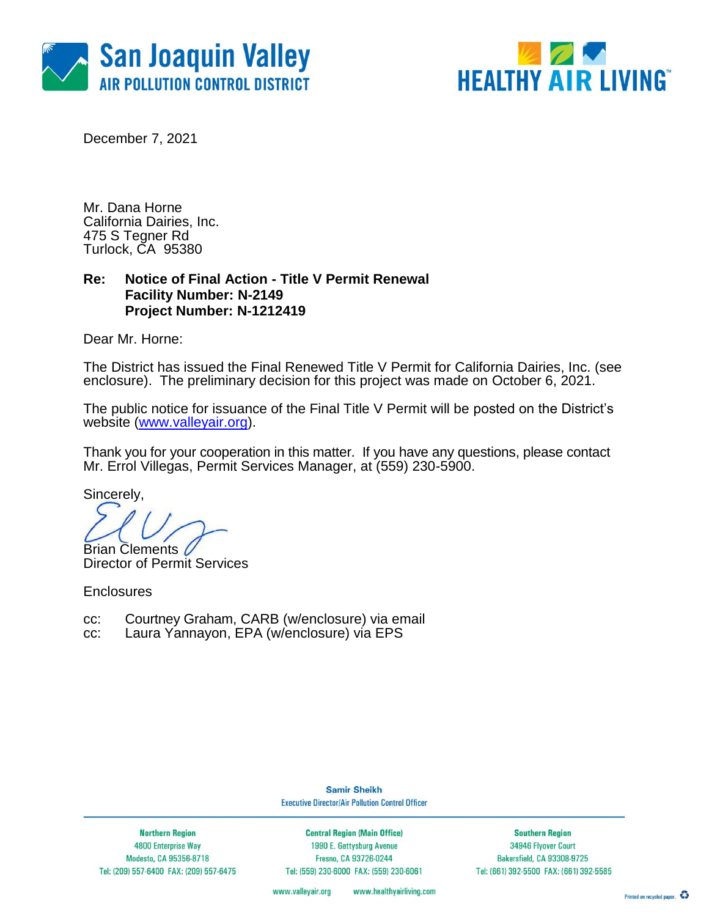San Joaquin Valley
AIR POLLUTION CONTROL DISTRICT

HEALTHY AIR LIVING™

December 7, 2021

Mr. Dana Horne
California Dairies, Inc.
475 S Tegner Rd
Turlock, CA 95380

**Re: Notice of Final Action - Title V Permit Renewal**
**Facility Number: N-2149**
**Project Number: N-1212419**

Dear Mr. Horne:

The District has issued the Final Renewed Title V Permit for California Dairies, Inc. (see enclosure). The preliminary decision for this project was made on October 6, 2021.

The public notice for issuance of the Final Title V Permit will be posted on the District's website (www.valleyair.org).

Thank you for your cooperation in this matter. If you have any questions, please contact Mr. Errol Villegas, Permit Services Manager, at (559) 230-5900.

Sincerely,

Brian Clements
Director of Permit Services

Enclosures

cc: Courtney Graham, CARB (w/enclosure) via email
cc: Laura Yannayon, EPA (w/enclosure) via EPS

Samir Sheikh
Executive Director/Air Pollution Control Officer

| Northern Region | Central Region (Main Office) | Southern Region |
|---|---|---|
| 4800 Enterprise Way | 1990 E. Gettysburg Avenue | 34946 Flyover Court |
| Modesto, CA 95356-8718 | Fresno, CA 93726-0244 | Bakersfield, CA 93308-9725 |
| Tel: (209) 557-6400 FAX: (209) 557-6475 | Tel: (559) 230-6000 FAX: (559) 230-6061 | Tel: (661) 392-5500 FAX: (661) 392-5585 |

www.valleyair.org www.healthyairliving.com

Printed on recycled paper.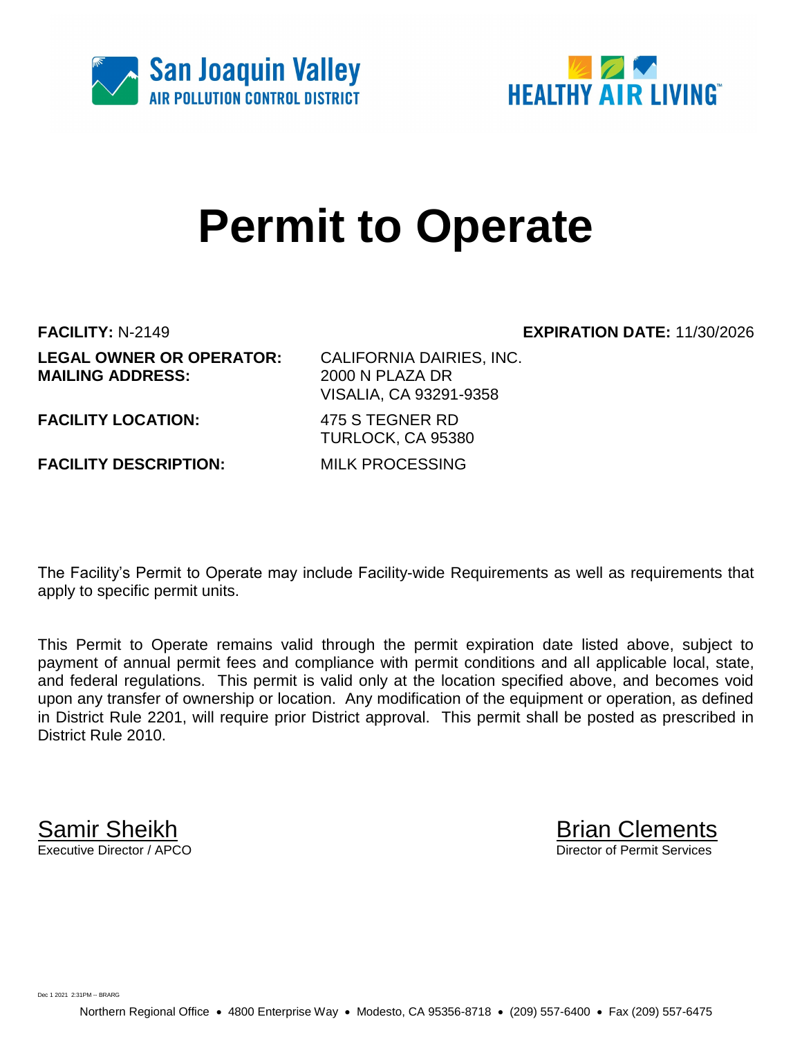San Joaquin Valley
AIR POLLUTION CONTROL DISTRICT

HEALTHY AIR LIVING™

# Permit to Operate

**FACILITY:** N-2149

**EXPIRATION DATE:** 11/30/2026

**LEGAL OWNER OR OPERATOR:** CALIFORNIA DAIRIES, INC.
**MAILING ADDRESS:** 2000 N PLAZA DR
VISALIA, CA 93291-9358

**FACILITY LOCATION:** 475 S TEGNER RD
TURLOCK, CA 95380

**FACILITY DESCRIPTION:** MILK PROCESSING

The Facility's Permit to Operate may include Facility-wide Requirements as well as requirements that apply to specific permit units.

This Permit to Operate remains valid through the permit expiration date listed above, subject to payment of annual permit fees and compliance with permit conditions and all applicable local, state, and federal regulations. This permit is valid only at the location specified above, and becomes void upon any transfer of ownership or location. Any modification of the equipment or operation, as defined in District Rule 2201, will require prior District approval. This permit shall be posted as prescribed in District Rule 2010.

Samir Sheikh
Executive Director / APCO

Brian Clements
Director of Permit Services

Dec 1 2021 2:31PM -- BRARG

Northern Regional Office • 4800 Enterprise Way • Modesto, CA 95356-8718 • (209) 557-6400 • Fax (209) 557-6475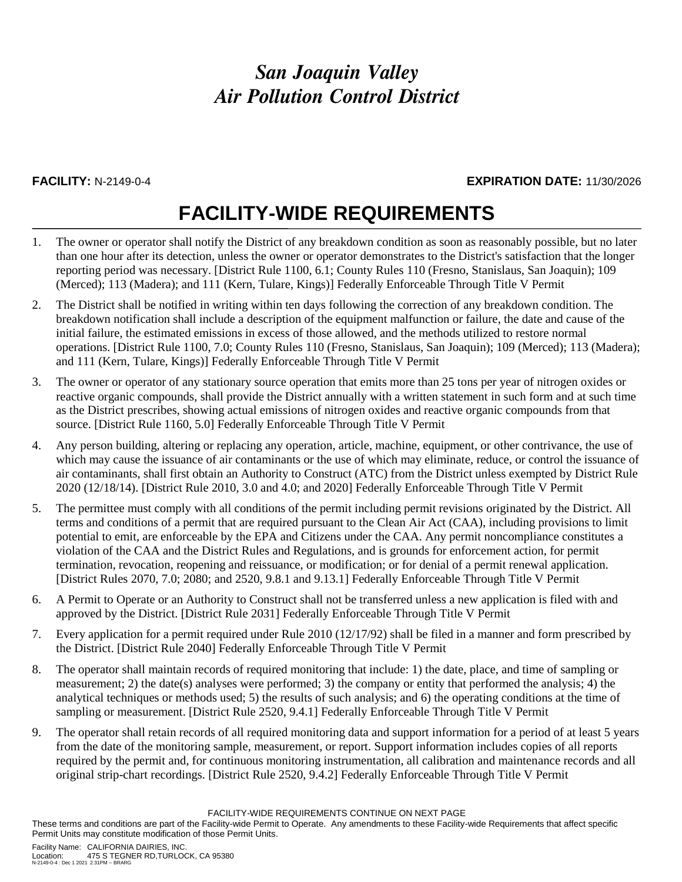# San Joaquin Valley Air Pollution Control District

**FACILITY:** N-2149-0-4 **EXPIRATION DATE:** 11/30/2026

## FACILITY-WIDE REQUIREMENTS

1. The owner or operator shall notify the District of any breakdown condition as soon as reasonably possible, but no later than one hour after its detection, unless the owner or operator demonstrates to the District's satisfaction that the longer reporting period was necessary. [District Rule 1100, 6.1; County Rules 110 (Fresno, Stanislaus, San Joaquin); 109 (Merced); 113 (Madera); and 111 (Kern, Tulare, Kings)] Federally Enforceable Through Title V Permit

2. The District shall be notified in writing within ten days following the correction of any breakdown condition. The breakdown notification shall include a description of the equipment malfunction or failure, the date and cause of the initial failure, the estimated emissions in excess of those allowed, and the methods utilized to restore normal operations. [District Rule 1100, 7.0; County Rules 110 (Fresno, Stanislaus, San Joaquin); 109 (Merced); 113 (Madera); and 111 (Kern, Tulare, Kings)] Federally Enforceable Through Title V Permit

3. The owner or operator of any stationary source operation that emits more than 25 tons per year of nitrogen oxides or reactive organic compounds, shall provide the District annually with a written statement in such form and at such time as the District prescribes, showing actual emissions of nitrogen oxides and reactive organic compounds from that source. [District Rule 1160, 5.0] Federally Enforceable Through Title V Permit

4. Any person building, altering or replacing any operation, article, machine, equipment, or other contrivance, the use of which may cause the issuance of air contaminants or the use of which may eliminate, reduce, or control the issuance of air contaminants, shall first obtain an Authority to Construct (ATC) from the District unless exempted by District Rule 2020 (12/18/14). [District Rule 2010, 3.0 and 4.0; and 2020] Federally Enforceable Through Title V Permit

5. The permittee must comply with all conditions of the permit including permit revisions originated by the District. All terms and conditions of a permit that are required pursuant to the Clean Air Act (CAA), including provisions to limit potential to emit, are enforceable by the EPA and Citizens under the CAA. Any permit noncompliance constitutes a violation of the CAA and the District Rules and Regulations, and is grounds for enforcement action, for permit termination, revocation, reopening and reissuance, or modification; or for denial of a permit renewal application. [District Rules 2070, 7.0; 2080; and 2520, 9.8.1 and 9.13.1] Federally Enforceable Through Title V Permit

6. A Permit to Operate or an Authority to Construct shall not be transferred unless a new application is filed with and approved by the District. [District Rule 2031] Federally Enforceable Through Title V Permit

7. Every application for a permit required under Rule 2010 (12/17/92) shall be filed in a manner and form prescribed by the District. [District Rule 2040] Federally Enforceable Through Title V Permit

8. The operator shall maintain records of required monitoring that include: 1) the date, place, and time of sampling or measurement; 2) the date(s) analyses were performed; 3) the company or entity that performed the analysis; 4) the analytical techniques or methods used; 5) the results of such analysis; and 6) the operating conditions at the time of sampling or measurement. [District Rule 2520, 9.4.1] Federally Enforceable Through Title V Permit

9. The operator shall retain records of all required monitoring data and support information for a period of at least 5 years from the date of the monitoring sample, measurement, or report. Support information includes copies of all reports required by the permit and, for continuous monitoring instrumentation, all calibration and maintenance records and all original strip-chart recordings. [District Rule 2520, 9.4.2] Federally Enforceable Through Title V Permit

FACILITY-WIDE REQUIREMENTS CONTINUE ON NEXT PAGE

These terms and conditions are part of the Facility-wide Permit to Operate. Any amendments to these Facility-wide Requirements that affect specific Permit Units may constitute modification of those Permit Units.

Facility Name: CALIFORNIA DAIRIES, INC.
Location: 475 S TEGNER RD,TURLOCK, CA 95380
N-2149-0-4 : Dec 1 2021 2:31PM -- BRARG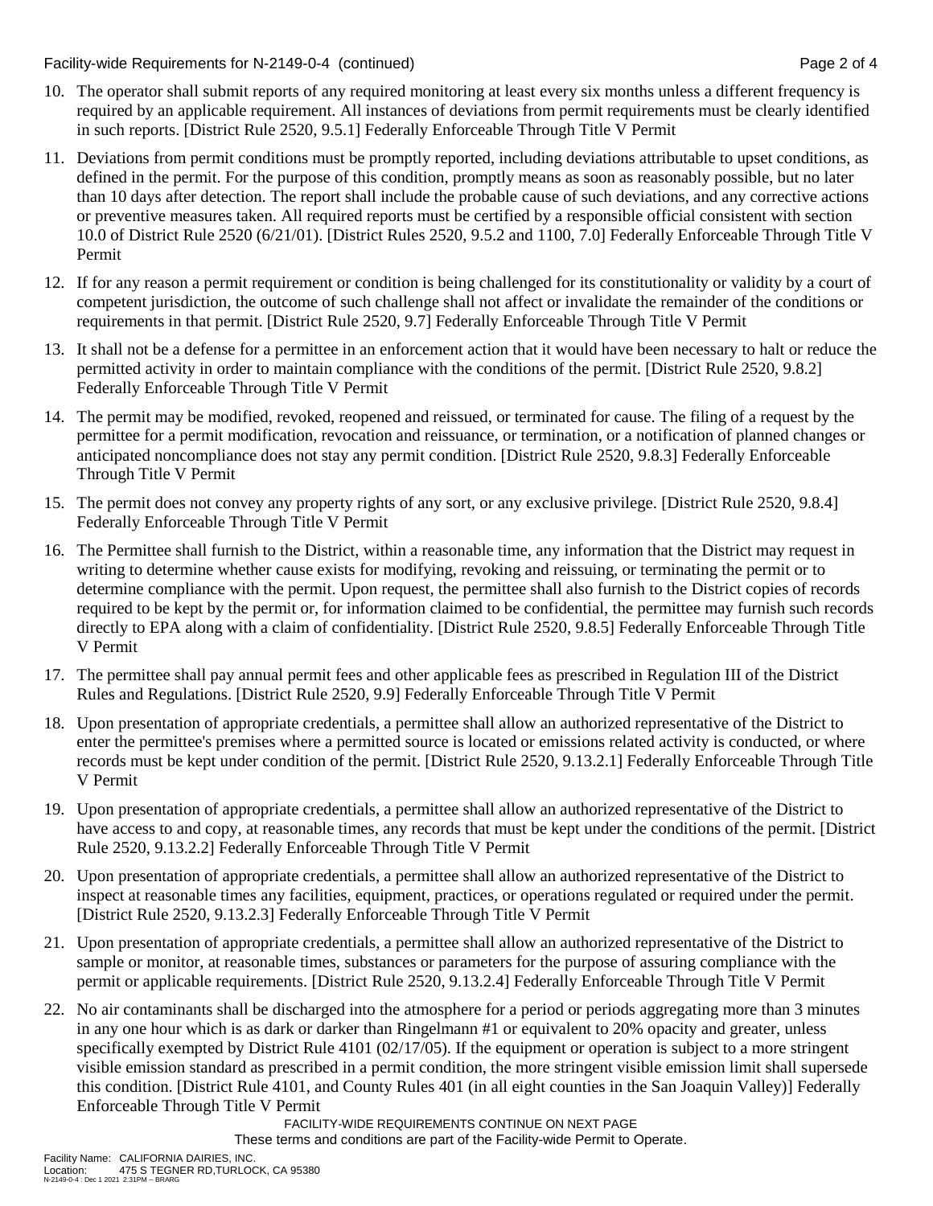10. The operator shall submit reports of any required monitoring at least every six months unless a different frequency is required by an applicable requirement. All instances of deviations from permit requirements must be clearly identified in such reports. [District Rule 2520, 9.5.1] Federally Enforceable Through Title V Permit

11. Deviations from permit conditions must be promptly reported, including deviations attributable to upset conditions, as defined in the permit. For the purpose of this condition, promptly means as soon as reasonably possible, but no later than 10 days after detection. The report shall include the probable cause of such deviations, and any corrective actions or preventive measures taken. All required reports must be certified by a responsible official consistent with section 10.0 of District Rule 2520 (6/21/01). [District Rules 2520, 9.5.2 and 1100, 7.0] Federally Enforceable Through Title V Permit

12. If for any reason a permit requirement or condition is being challenged for its constitutionality or validity by a court of competent jurisdiction, the outcome of such challenge shall not affect or invalidate the remainder of the conditions or requirements in that permit. [District Rule 2520, 9.7] Federally Enforceable Through Title V Permit

13. It shall not be a defense for a permittee in an enforcement action that it would have been necessary to halt or reduce the permitted activity in order to maintain compliance with the conditions of the permit. [District Rule 2520, 9.8.2] Federally Enforceable Through Title V Permit

14. The permit may be modified, revoked, reopened and reissued, or terminated for cause. The filing of a request by the permittee for a permit modification, revocation and reissuance, or termination, or a notification of planned changes or anticipated noncompliance does not stay any permit condition. [District Rule 2520, 9.8.3] Federally Enforceable Through Title V Permit

15. The permit does not convey any property rights of any sort, or any exclusive privilege. [District Rule 2520, 9.8.4] Federally Enforceable Through Title V Permit

16. The Permittee shall furnish to the District, within a reasonable time, any information that the District may request in writing to determine whether cause exists for modifying, revoking and reissuing, or terminating the permit or to determine compliance with the permit. Upon request, the permittee shall also furnish to the District copies of records required to be kept by the permit or, for information claimed to be confidential, the permittee may furnish such records directly to EPA along with a claim of confidentiality. [District Rule 2520, 9.8.5] Federally Enforceable Through Title V Permit

17. The permittee shall pay annual permit fees and other applicable fees as prescribed in Regulation III of the District Rules and Regulations. [District Rule 2520, 9.9] Federally Enforceable Through Title V Permit

18. Upon presentation of appropriate credentials, a permittee shall allow an authorized representative of the District to enter the permittee's premises where a permitted source is located or emissions related activity is conducted, or where records must be kept under condition of the permit. [District Rule 2520, 9.13.2.1] Federally Enforceable Through Title V Permit

19. Upon presentation of appropriate credentials, a permittee shall allow an authorized representative of the District to have access to and copy, at reasonable times, any records that must be kept under the conditions of the permit. [District Rule 2520, 9.13.2.2] Federally Enforceable Through Title V Permit

20. Upon presentation of appropriate credentials, a permittee shall allow an authorized representative of the District to inspect at reasonable times any facilities, equipment, practices, or operations regulated or required under the permit. [District Rule 2520, 9.13.2.3] Federally Enforceable Through Title V Permit

21. Upon presentation of appropriate credentials, a permittee shall allow an authorized representative of the District to sample or monitor, at reasonable times, substances or parameters for the purpose of assuring compliance with the permit or applicable requirements. [District Rule 2520, 9.13.2.4] Federally Enforceable Through Title V Permit

22. No air contaminants shall be discharged into the atmosphere for a period or periods aggregating more than 3 minutes in any one hour which is as dark or darker than Ringelmann #1 or equivalent to 20% opacity and greater, unless specifically exempted by District Rule 4101 (02/17/05). If the equipment or operation is subject to a more stringent visible emission standard as prescribed in a permit condition, the more stringent visible emission limit shall supersede this condition. [District Rule 4101, and County Rules 401 (in all eight counties in the San Joaquin Valley)] Federally Enforceable Through Title V Permit

FACILITY-WIDE REQUIREMENTS CONTINUE ON NEXT PAGE

These terms and conditions are part of the Facility-wide Permit to Operate.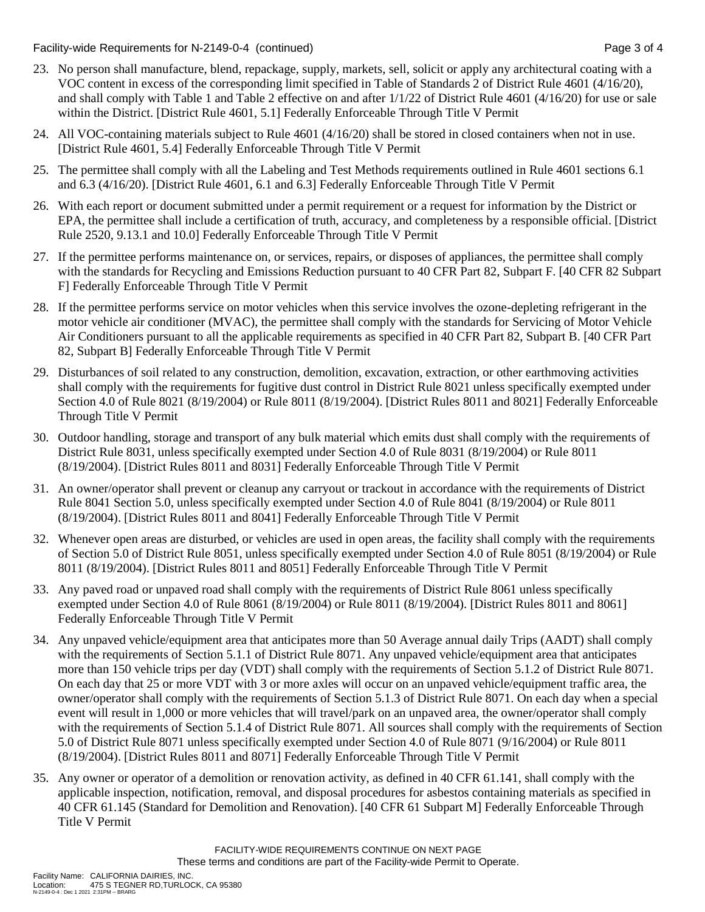23. No person shall manufacture, blend, repackage, supply, markets, sell, solicit or apply any architectural coating with a VOC content in excess of the corresponding limit specified in Table of Standards 2 of District Rule 4601 (4/16/20), and shall comply with Table 1 and Table 2 effective on and after 1/1/22 of District Rule 4601 (4/16/20) for use or sale within the District. [District Rule 4601, 5.1] Federally Enforceable Through Title V Permit

24. All VOC-containing materials subject to Rule 4601 (4/16/20) shall be stored in closed containers when not in use. [District Rule 4601, 5.4] Federally Enforceable Through Title V Permit

25. The permittee shall comply with all the Labeling and Test Methods requirements outlined in Rule 4601 sections 6.1 and 6.3 (4/16/20). [District Rule 4601, 6.1 and 6.3] Federally Enforceable Through Title V Permit

26. With each report or document submitted under a permit requirement or a request for information by the District or EPA, the permittee shall include a certification of truth, accuracy, and completeness by a responsible official. [District Rule 2520, 9.13.1 and 10.0] Federally Enforceable Through Title V Permit

27. If the permittee performs maintenance on, or services, repairs, or disposes of appliances, the permittee shall comply with the standards for Recycling and Emissions Reduction pursuant to 40 CFR Part 82, Subpart F. [40 CFR 82 Subpart F] Federally Enforceable Through Title V Permit

28. If the permittee performs service on motor vehicles when this service involves the ozone-depleting refrigerant in the motor vehicle air conditioner (MVAC), the permittee shall comply with the standards for Servicing of Motor Vehicle Air Conditioners pursuant to all the applicable requirements as specified in 40 CFR Part 82, Subpart B. [40 CFR Part 82, Subpart B] Federally Enforceable Through Title V Permit

29. Disturbances of soil related to any construction, demolition, excavation, extraction, or other earthmoving activities shall comply with the requirements for fugitive dust control in District Rule 8021 unless specifically exempted under Section 4.0 of Rule 8021 (8/19/2004) or Rule 8011 (8/19/2004). [District Rules 8011 and 8021] Federally Enforceable Through Title V Permit

30. Outdoor handling, storage and transport of any bulk material which emits dust shall comply with the requirements of District Rule 8031, unless specifically exempted under Section 4.0 of Rule 8031 (8/19/2004) or Rule 8011 (8/19/2004). [District Rules 8011 and 8031] Federally Enforceable Through Title V Permit

31. An owner/operator shall prevent or cleanup any carryout or trackout in accordance with the requirements of District Rule 8041 Section 5.0, unless specifically exempted under Section 4.0 of Rule 8041 (8/19/2004) or Rule 8011 (8/19/2004). [District Rules 8011 and 8041] Federally Enforceable Through Title V Permit

32. Whenever open areas are disturbed, or vehicles are used in open areas, the facility shall comply with the requirements of Section 5.0 of District Rule 8051, unless specifically exempted under Section 4.0 of Rule 8051 (8/19/2004) or Rule 8011 (8/19/2004). [District Rules 8011 and 8051] Federally Enforceable Through Title V Permit

33. Any paved road or unpaved road shall comply with the requirements of District Rule 8061 unless specifically exempted under Section 4.0 of Rule 8061 (8/19/2004) or Rule 8011 (8/19/2004). [District Rules 8011 and 8061] Federally Enforceable Through Title V Permit

34. Any unpaved vehicle/equipment area that anticipates more than 50 Average annual daily Trips (AADT) shall comply with the requirements of Section 5.1.1 of District Rule 8071. Any unpaved vehicle/equipment area that anticipates more than 150 vehicle trips per day (VDT) shall comply with the requirements of Section 5.1.2 of District Rule 8071. On each day that 25 or more VDT with 3 or more axles will occur on an unpaved vehicle/equipment traffic area, the owner/operator shall comply with the requirements of Section 5.1.3 of District Rule 8071. On each day when a special event will result in 1,000 or more vehicles that will travel/park on an unpaved area, the owner/operator shall comply with the requirements of Section 5.1.4 of District Rule 8071. All sources shall comply with the requirements of Section 5.0 of District Rule 8071 unless specifically exempted under Section 4.0 of Rule 8071 (9/16/2004) or Rule 8011 (8/19/2004). [District Rules 8011 and 8071] Federally Enforceable Through Title V Permit

35. Any owner or operator of a demolition or renovation activity, as defined in 40 CFR 61.141, shall comply with the applicable inspection, notification, removal, and disposal procedures for asbestos containing materials as specified in 40 CFR 61.145 (Standard for Demolition and Renovation). [40 CFR 61 Subpart M] Federally Enforceable Through Title V Permit

FACILITY-WIDE REQUIREMENTS CONTINUE ON NEXT PAGE

These terms and conditions are part of the Facility-wide Permit to Operate.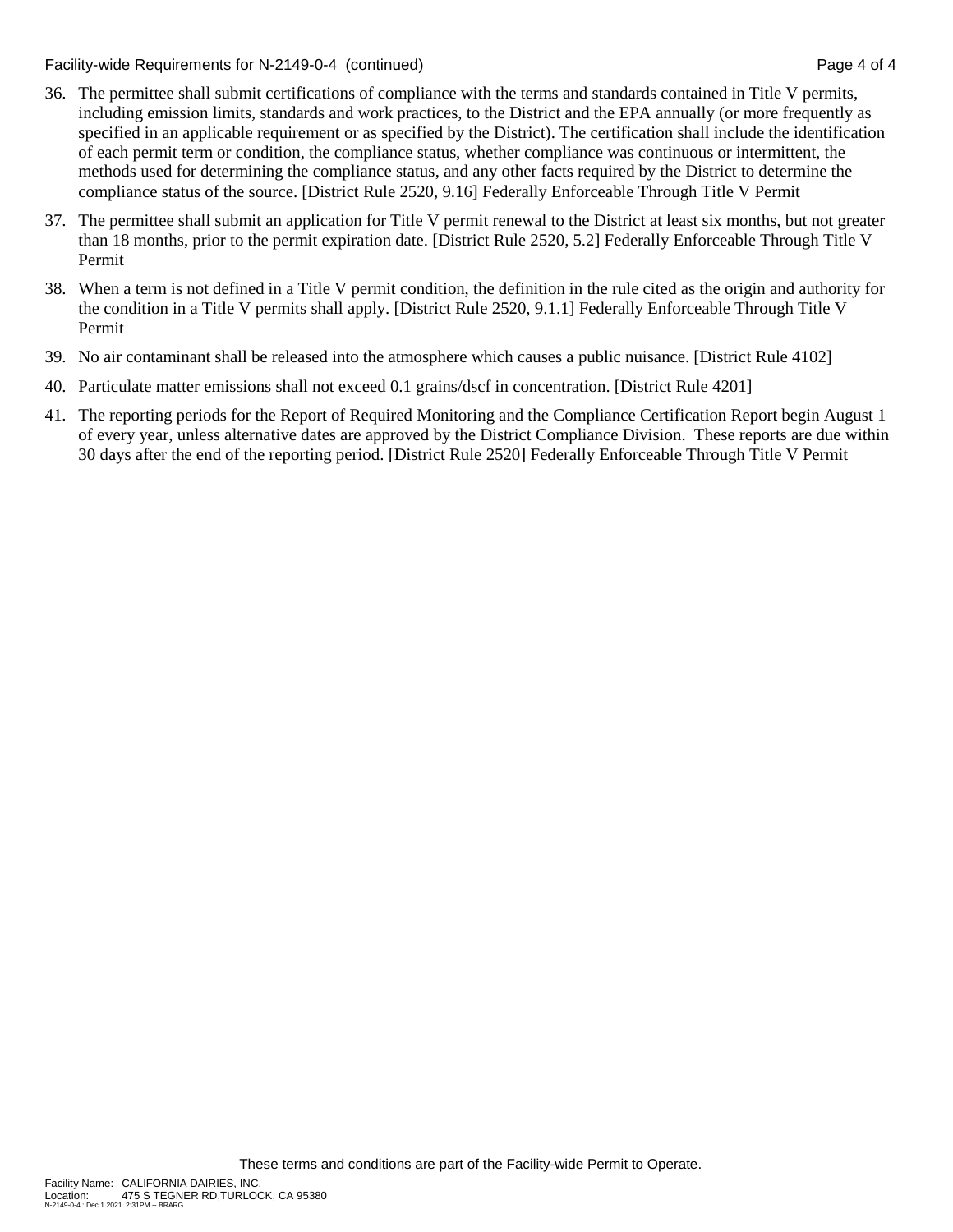36. The permittee shall submit certifications of compliance with the terms and standards contained in Title V permits, including emission limits, standards and work practices, to the District and the EPA annually (or more frequently as specified in an applicable requirement or as specified by the District). The certification shall include the identification of each permit term or condition, the compliance status, whether compliance was continuous or intermittent, the methods used for determining the compliance status, and any other facts required by the District to determine the compliance status of the source. [District Rule 2520, 9.16] Federally Enforceable Through Title V Permit

37. The permittee shall submit an application for Title V permit renewal to the District at least six months, but not greater than 18 months, prior to the permit expiration date. [District Rule 2520, 5.2] Federally Enforceable Through Title V Permit

38. When a term is not defined in a Title V permit condition, the definition in the rule cited as the origin and authority for the condition in a Title V permits shall apply. [District Rule 2520, 9.1.1] Federally Enforceable Through Title V Permit

39. No air contaminant shall be released into the atmosphere which causes a public nuisance. [District Rule 4102]

40. Particulate matter emissions shall not exceed 0.1 grains/dscf in concentration. [District Rule 4201]

41. The reporting periods for the Report of Required Monitoring and the Compliance Certification Report begin August 1 of every year, unless alternative dates are approved by the District Compliance Division. These reports are due within 30 days after the end of the reporting period. [District Rule 2520] Federally Enforceable Through Title V Permit

These terms and conditions are part of the Facility-wide Permit to Operate.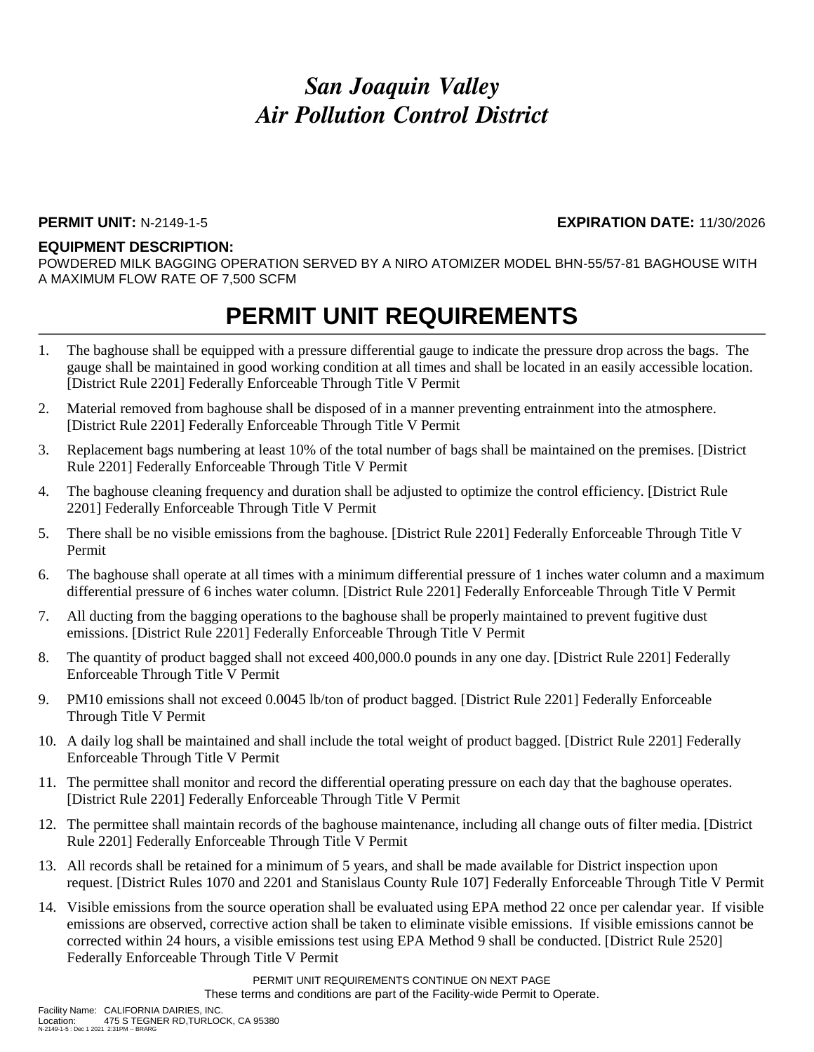# *San Joaquin Valley*
# *Air Pollution Control District*

**PERMIT UNIT:** N-2149-1-5 **EXPIRATION DATE:** 11/30/2026

**EQUIPMENT DESCRIPTION:**

POWDERED MILK BAGGING OPERATION SERVED BY A NIRO ATOMIZER MODEL BHN-55/57-81 BAGHOUSE WITH A MAXIMUM FLOW RATE OF 7,500 SCFM

## PERMIT UNIT REQUIREMENTS

1. The baghouse shall be equipped with a pressure differential gauge to indicate the pressure drop across the bags. The gauge shall be maintained in good working condition at all times and shall be located in an easily accessible location. [District Rule 2201] Federally Enforceable Through Title V Permit
2. Material removed from baghouse shall be disposed of in a manner preventing entrainment into the atmosphere. [District Rule 2201] Federally Enforceable Through Title V Permit
3. Replacement bags numbering at least 10% of the total number of bags shall be maintained on the premises. [District Rule 2201] Federally Enforceable Through Title V Permit
4. The baghouse cleaning frequency and duration shall be adjusted to optimize the control efficiency. [District Rule 2201] Federally Enforceable Through Title V Permit
5. There shall be no visible emissions from the baghouse. [District Rule 2201] Federally Enforceable Through Title V Permit
6. The baghouse shall operate at all times with a minimum differential pressure of 1 inches water column and a maximum differential pressure of 6 inches water column. [District Rule 2201] Federally Enforceable Through Title V Permit
7. All ducting from the bagging operations to the baghouse shall be properly maintained to prevent fugitive dust emissions. [District Rule 2201] Federally Enforceable Through Title V Permit
8. The quantity of product bagged shall not exceed 400,000.0 pounds in any one day. [District Rule 2201] Federally Enforceable Through Title V Permit
9. PM10 emissions shall not exceed 0.0045 lb/ton of product bagged. [District Rule 2201] Federally Enforceable Through Title V Permit
10. A daily log shall be maintained and shall include the total weight of product bagged. [District Rule 2201] Federally Enforceable Through Title V Permit
11. The permittee shall monitor and record the differential operating pressure on each day that the baghouse operates. [District Rule 2201] Federally Enforceable Through Title V Permit
12. The permittee shall maintain records of the baghouse maintenance, including all change outs of filter media. [District Rule 2201] Federally Enforceable Through Title V Permit
13. All records shall be retained for a minimum of 5 years, and shall be made available for District inspection upon request. [District Rules 1070 and 2201 and Stanislaus County Rule 107] Federally Enforceable Through Title V Permit
14. Visible emissions from the source operation shall be evaluated using EPA method 22 once per calendar year. If visible emissions are observed, corrective action shall be taken to eliminate visible emissions. If visible emissions cannot be corrected within 24 hours, a visible emissions test using EPA Method 9 shall be conducted. [District Rule 2520] Federally Enforceable Through Title V Permit

PERMIT UNIT REQUIREMENTS CONTINUE ON NEXT PAGE

These terms and conditions are part of the Facility-wide Permit to Operate.

Facility Name: CALIFORNIA DAIRIES, INC.
Location: 475 S TEGNER RD,TURLOCK, CA 95380
N-2149-1-5 : Dec 1 2021 2:31PM -- BRARG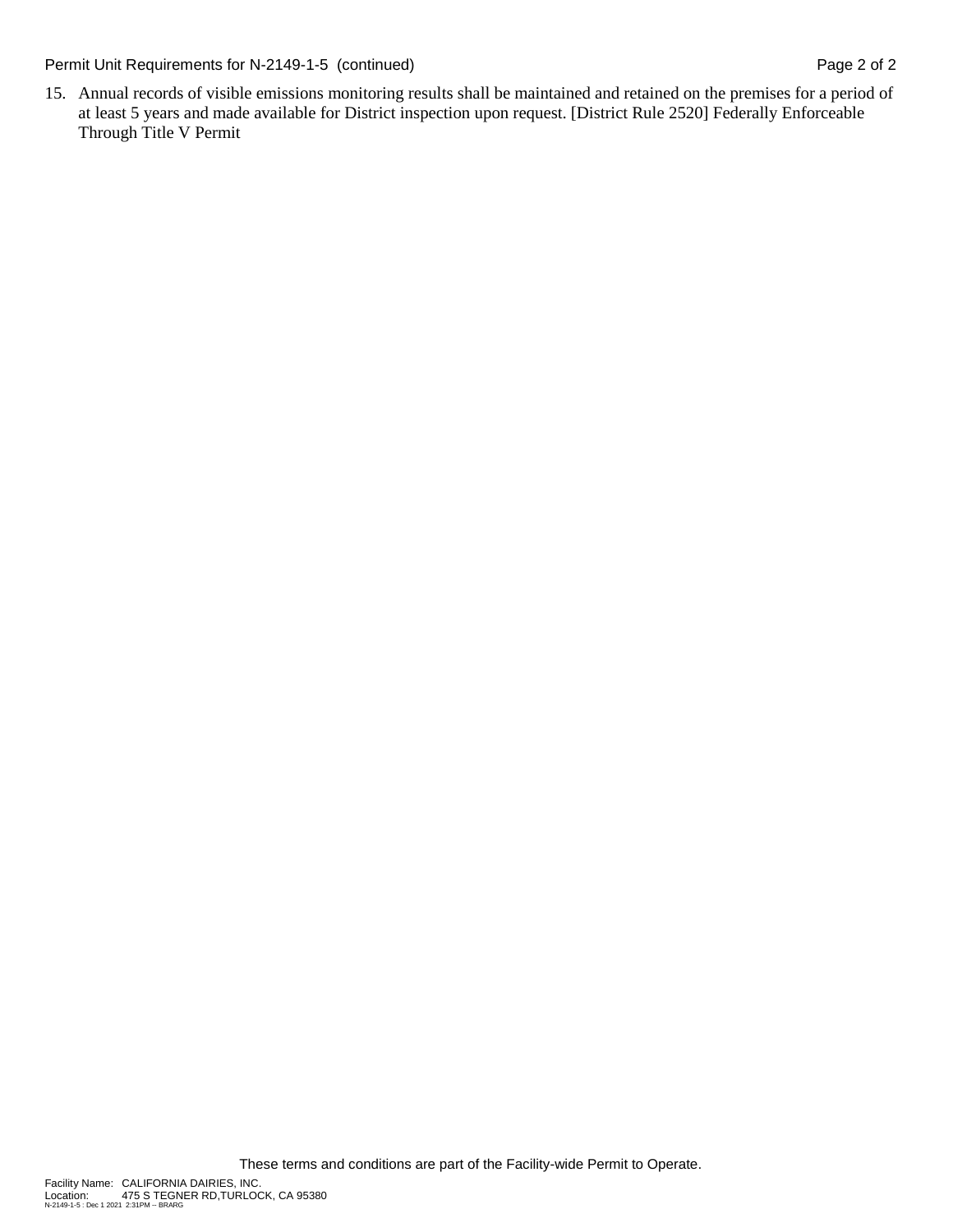15. Annual records of visible emissions monitoring results shall be maintained and retained on the premises for a period of at least 5 years and made available for District inspection upon request. [District Rule 2520] Federally Enforceable Through Title V Permit

These terms and conditions are part of the Facility-wide Permit to Operate.

Facility Name: CALIFORNIA DAIRIES, INC.
Location: 475 S TEGNER RD,TURLOCK, CA 95380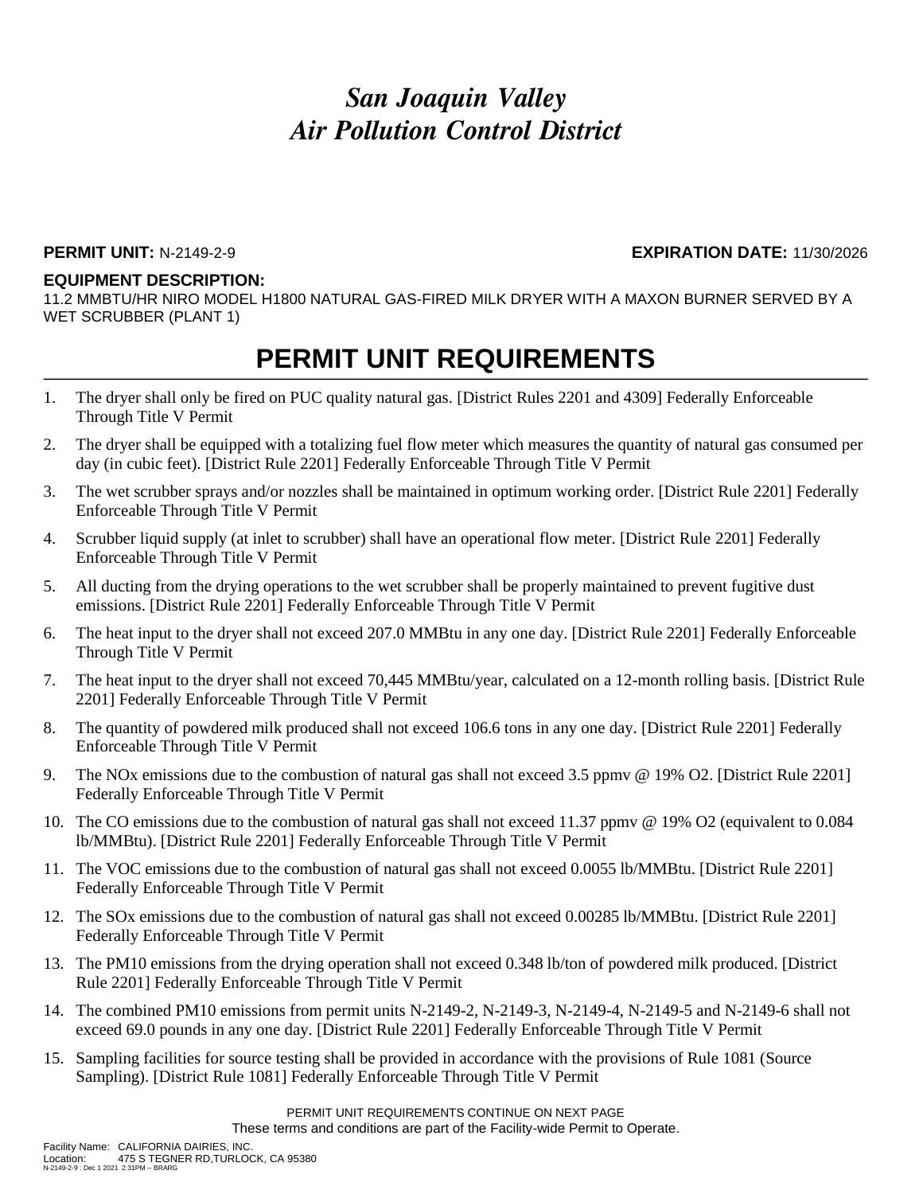# *San Joaquin Valley Air Pollution Control District*

**PERMIT UNIT:** N-2149-2-9 **EXPIRATION DATE:** 11/30/2026

**EQUIPMENT DESCRIPTION:**
11.2 MMBTU/HR NIRO MODEL H1800 NATURAL GAS-FIRED MILK DRYER WITH A MAXON BURNER SERVED BY A WET SCRUBBER (PLANT 1)

## PERMIT UNIT REQUIREMENTS

1. The dryer shall only be fired on PUC quality natural gas. [District Rules 2201 and 4309] Federally Enforceable Through Title V Permit
2. The dryer shall be equipped with a totalizing fuel flow meter which measures the quantity of natural gas consumed per day (in cubic feet). [District Rule 2201] Federally Enforceable Through Title V Permit
3. The wet scrubber sprays and/or nozzles shall be maintained in optimum working order. [District Rule 2201] Federally Enforceable Through Title V Permit
4. Scrubber liquid supply (at inlet to scrubber) shall have an operational flow meter. [District Rule 2201] Federally Enforceable Through Title V Permit
5. All ducting from the drying operations to the wet scrubber shall be properly maintained to prevent fugitive dust emissions. [District Rule 2201] Federally Enforceable Through Title V Permit
6. The heat input to the dryer shall not exceed 207.0 MMBtu in any one day. [District Rule 2201] Federally Enforceable Through Title V Permit
7. The heat input to the dryer shall not exceed 70,445 MMBtu/year, calculated on a 12-month rolling basis. [District Rule 2201] Federally Enforceable Through Title V Permit
8. The quantity of powdered milk produced shall not exceed 106.6 tons in any one day. [District Rule 2201] Federally Enforceable Through Title V Permit
9. The NOx emissions due to the combustion of natural gas shall not exceed 3.5 ppmv @ 19% $O_2$. [District Rule 2201] Federally Enforceable Through Title V Permit
10. The CO emissions due to the combustion of natural gas shall not exceed 11.37 ppmv @ 19% $O_2$ (equivalent to 0.084 lb/MMBtu). [District Rule 2201] Federally Enforceable Through Title V Permit
11. The VOC emissions due to the combustion of natural gas shall not exceed 0.0055 lb/MMBtu. [District Rule 2201] Federally Enforceable Through Title V Permit
12. The SOx emissions due to the combustion of natural gas shall not exceed 0.00285 lb/MMBtu. [District Rule 2201] Federally Enforceable Through Title V Permit
13. The PM10 emissions from the drying operation shall not exceed 0.348 lb/ton of powdered milk produced. [District Rule 2201] Federally Enforceable Through Title V Permit
14. The combined PM10 emissions from permit units N-2149-2, N-2149-3, N-2149-4, N-2149-5 and N-2149-6 shall not exceed 69.0 pounds in any one day. [District Rule 2201] Federally Enforceable Through Title V Permit
15. Sampling facilities for source testing shall be provided in accordance with the provisions of Rule 1081 (Source Sampling). [District Rule 1081] Federally Enforceable Through Title V Permit

PERMIT UNIT REQUIREMENTS CONTINUE ON NEXT PAGE
These terms and conditions are part of the Facility-wide Permit to Operate.

Facility Name: CALIFORNIA DAIRIES, INC.
Location: 475 S TEGNER RD,TURLOCK, CA 95380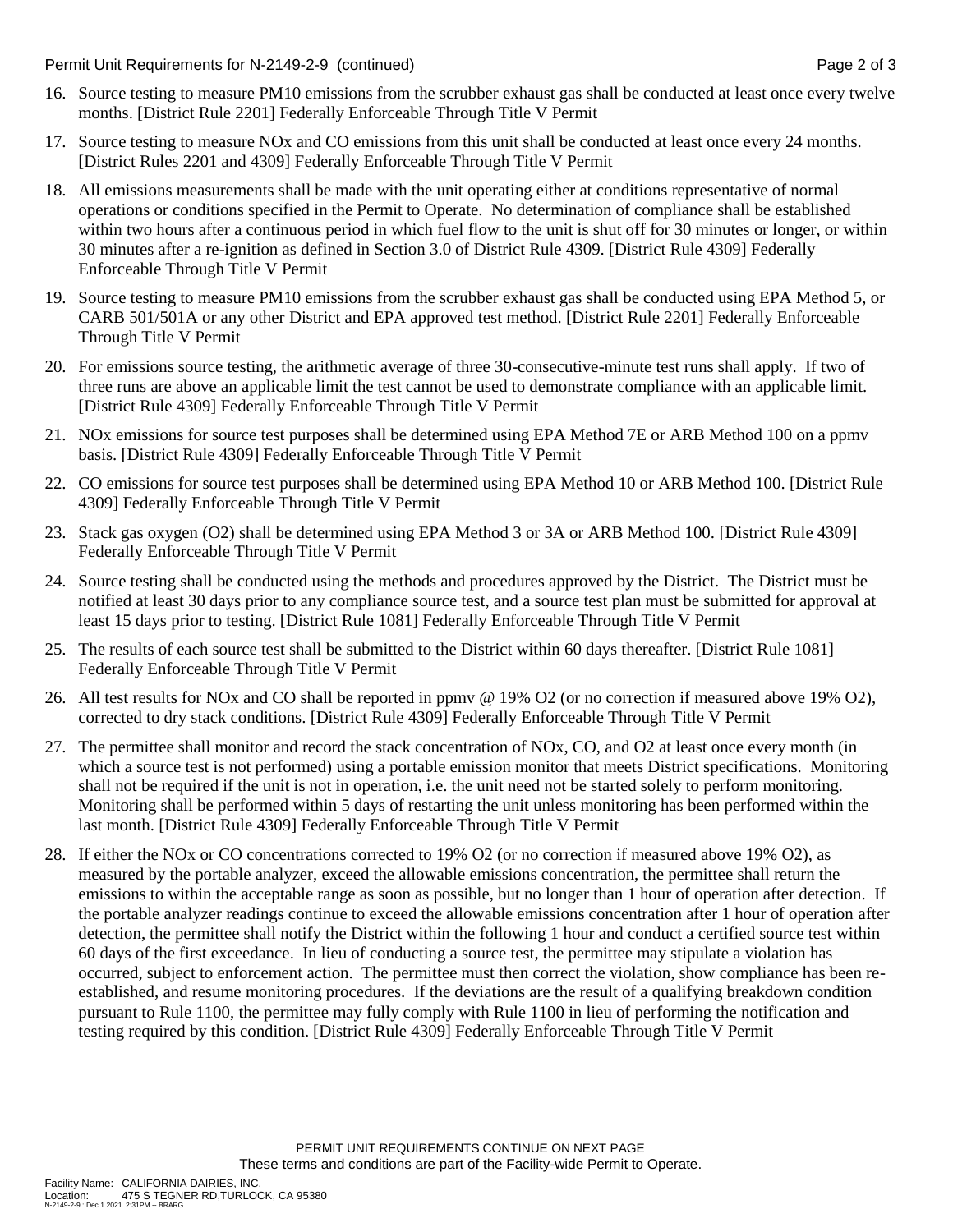16. Source testing to measure PM10 emissions from the scrubber exhaust gas shall be conducted at least once every twelve months. [District Rule 2201] Federally Enforceable Through Title V Permit

17. Source testing to measure NOx and CO emissions from this unit shall be conducted at least once every 24 months. [District Rules 2201 and 4309] Federally Enforceable Through Title V Permit

18. All emissions measurements shall be made with the unit operating either at conditions representative of normal operations or conditions specified in the Permit to Operate. No determination of compliance shall be established within two hours after a continuous period in which fuel flow to the unit is shut off for 30 minutes or longer, or within 30 minutes after a re-ignition as defined in Section 3.0 of District Rule 4309. [District Rule 4309] Federally Enforceable Through Title V Permit

19. Source testing to measure PM10 emissions from the scrubber exhaust gas shall be conducted using EPA Method 5, or CARB 501/501A or any other District and EPA approved test method. [District Rule 2201] Federally Enforceable Through Title V Permit

20. For emissions source testing, the arithmetic average of three 30-consecutive-minute test runs shall apply. If two of three runs are above an applicable limit the test cannot be used to demonstrate compliance with an applicable limit. [District Rule 4309] Federally Enforceable Through Title V Permit

21. NOx emissions for source test purposes shall be determined using EPA Method 7E or ARB Method 100 on a ppmv basis. [District Rule 4309] Federally Enforceable Through Title V Permit

22. CO emissions for source test purposes shall be determined using EPA Method 10 or ARB Method 100. [District Rule 4309] Federally Enforceable Through Title V Permit

23. Stack gas oxygen (O2) shall be determined using EPA Method 3 or 3A or ARB Method 100. [District Rule 4309] Federally Enforceable Through Title V Permit

24. Source testing shall be conducted using the methods and procedures approved by the District. The District must be notified at least 30 days prior to any compliance source test, and a source test plan must be submitted for approval at least 15 days prior to testing. [District Rule 1081] Federally Enforceable Through Title V Permit

25. The results of each source test shall be submitted to the District within 60 days thereafter. [District Rule 1081] Federally Enforceable Through Title V Permit

26. All test results for NOx and CO shall be reported in ppmv @ 19% O2 (or no correction if measured above 19% O2), corrected to dry stack conditions. [District Rule 4309] Federally Enforceable Through Title V Permit

27. The permittee shall monitor and record the stack concentration of NOx, CO, and O2 at least once every month (in which a source test is not performed) using a portable emission monitor that meets District specifications. Monitoring shall not be required if the unit is not in operation, i.e. the unit need not be started solely to perform monitoring. Monitoring shall be performed within 5 days of restarting the unit unless monitoring has been performed within the last month. [District Rule 4309] Federally Enforceable Through Title V Permit

28. If either the NOx or CO concentrations corrected to 19% O2 (or no correction if measured above 19% O2), as measured by the portable analyzer, exceed the allowable emissions concentration, the permittee shall return the emissions to within the acceptable range as soon as possible, but no longer than 1 hour of operation after detection. If the portable analyzer readings continue to exceed the allowable emissions concentration after 1 hour of operation after detection, the permittee shall notify the District within the following 1 hour and conduct a certified source test within 60 days of the first exceedance. In lieu of conducting a source test, the permittee may stipulate a violation has occurred, subject to enforcement action. The permittee must then correct the violation, show compliance has been re-established, and resume monitoring procedures. If the deviations are the result of a qualifying breakdown condition pursuant to Rule 1100, the permittee may fully comply with Rule 1100 in lieu of performing the notification and testing required by this condition. [District Rule 4309] Federally Enforceable Through Title V Permit

PERMIT UNIT REQUIREMENTS CONTINUE ON NEXT PAGE
These terms and conditions are part of the Facility-wide Permit to Operate.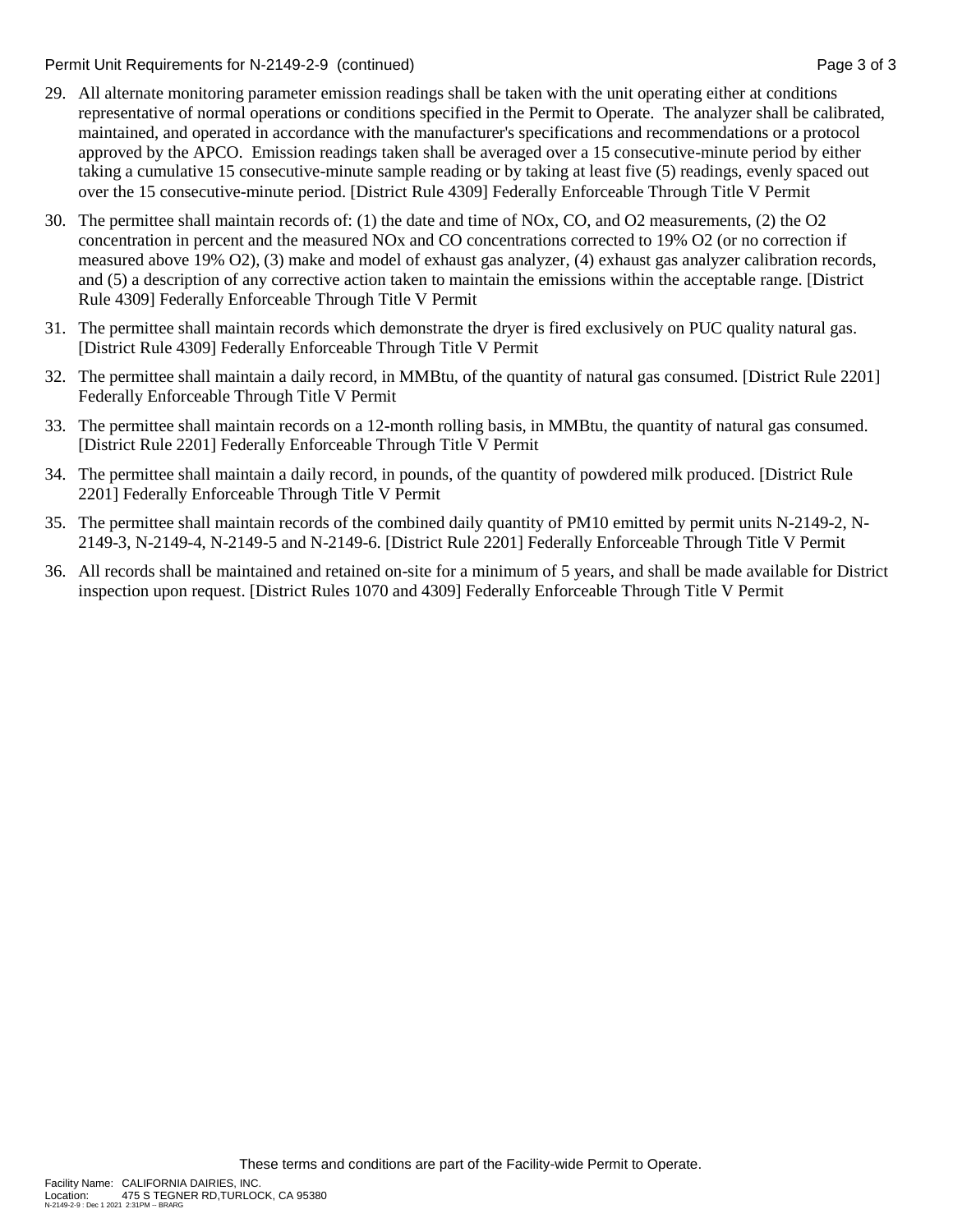29. All alternate monitoring parameter emission readings shall be taken with the unit operating either at conditions representative of normal operations or conditions specified in the Permit to Operate. The analyzer shall be calibrated, maintained, and operated in accordance with the manufacturer's specifications and recommendations or a protocol approved by the APCO. Emission readings taken shall be averaged over a 15 consecutive-minute period by either taking a cumulative 15 consecutive-minute sample reading or by taking at least five (5) readings, evenly spaced out over the 15 consecutive-minute period. [District Rule 4309] Federally Enforceable Through Title V Permit

30. The permittee shall maintain records of: (1) the date and time of NOx, CO, and O2 measurements, (2) the O2 concentration in percent and the measured NOx and CO concentrations corrected to 19% O2 (or no correction if measured above 19% O2), (3) make and model of exhaust gas analyzer, (4) exhaust gas analyzer calibration records, and (5) a description of any corrective action taken to maintain the emissions within the acceptable range. [District Rule 4309] Federally Enforceable Through Title V Permit

31. The permittee shall maintain records which demonstrate the dryer is fired exclusively on PUC quality natural gas. [District Rule 4309] Federally Enforceable Through Title V Permit

32. The permittee shall maintain a daily record, in MMBtu, of the quantity of natural gas consumed. [District Rule 2201] Federally Enforceable Through Title V Permit

33. The permittee shall maintain records on a 12-month rolling basis, in MMBtu, the quantity of natural gas consumed. [District Rule 2201] Federally Enforceable Through Title V Permit

34. The permittee shall maintain a daily record, in pounds, of the quantity of powdered milk produced. [District Rule 2201] Federally Enforceable Through Title V Permit

35. The permittee shall maintain records of the combined daily quantity of PM10 emitted by permit units N-2149-2, N-2149-3, N-2149-4, N-2149-5 and N-2149-6. [District Rule 2201] Federally Enforceable Through Title V Permit

36. All records shall be maintained and retained on-site for a minimum of 5 years, and shall be made available for District inspection upon request. [District Rules 1070 and 4309] Federally Enforceable Through Title V Permit

These terms and conditions are part of the Facility-wide Permit to Operate.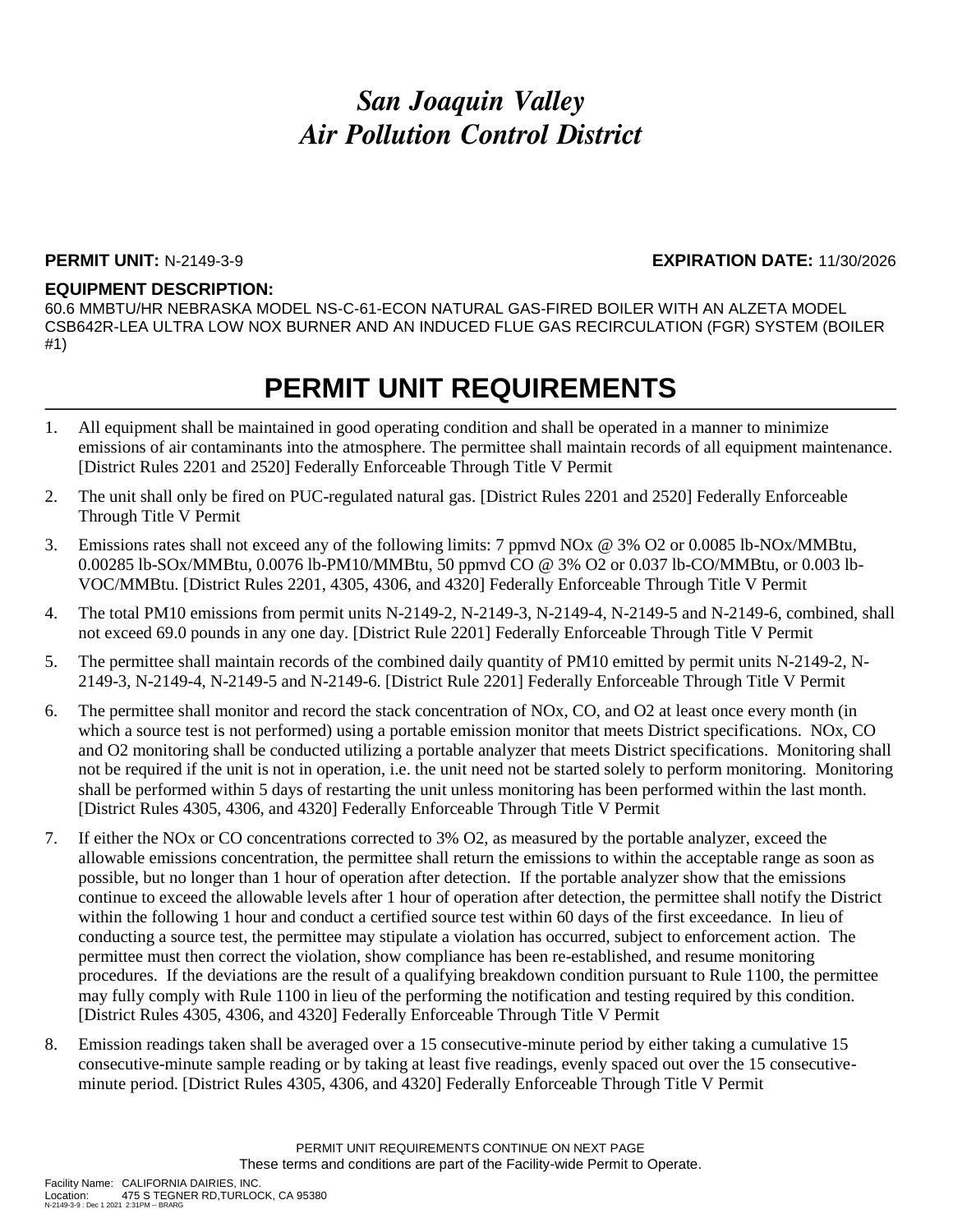# *San Joaquin Valley Air Pollution Control District*

**PERMIT UNIT:** N-2149-3-9 **EXPIRATION DATE:** 11/30/2026

**EQUIPMENT DESCRIPTION:**

60.6 MMBTU/HR NEBRASKA MODEL NS-C-61-ECON NATURAL GAS-FIRED BOILER WITH AN ALZETA MODEL CSB642R-LEA ULTRA LOW NOX BURNER AND AN INDUCED FLUE GAS RECIRCULATION (FGR) SYSTEM (BOILER #1)

# PERMIT UNIT REQUIREMENTS

1. All equipment shall be maintained in good operating condition and shall be operated in a manner to minimize emissions of air contaminants into the atmosphere. The permittee shall maintain records of all equipment maintenance. [District Rules 2201 and 2520] Federally Enforceable Through Title V Permit

2. The unit shall only be fired on PUC-regulated natural gas. [District Rules 2201 and 2520] Federally Enforceable Through Title V Permit

3. Emissions rates shall not exceed any of the following limits: 7 ppmvd NOx @ 3% O2 or 0.0085 lb-NOx/MMBtu, 0.00285 lb-SOx/MMBtu, 0.0076 lb-PM10/MMBtu, 50 ppmvd CO @ 3% O2 or 0.037 lb-CO/MMBtu, or 0.003 lb-VOC/MMBtu. [District Rules 2201, 4305, 4306, and 4320] Federally Enforceable Through Title V Permit

4. The total PM10 emissions from permit units N-2149-2, N-2149-3, N-2149-4, N-2149-5 and N-2149-6, combined, shall not exceed 69.0 pounds in any one day. [District Rule 2201] Federally Enforceable Through Title V Permit

5. The permittee shall maintain records of the combined daily quantity of PM10 emitted by permit units N-2149-2, N-2149-3, N-2149-4, N-2149-5 and N-2149-6. [District Rule 2201] Federally Enforceable Through Title V Permit

6. The permittee shall monitor and record the stack concentration of NOx, CO, and O2 at least once every month (in which a source test is not performed) using a portable emission monitor that meets District specifications. NOx, CO and O2 monitoring shall be conducted utilizing a portable analyzer that meets District specifications. Monitoring shall not be required if the unit is not in operation, i.e. the unit need not be started solely to perform monitoring. Monitoring shall be performed within 5 days of restarting the unit unless monitoring has been performed within the last month. [District Rules 4305, 4306, and 4320] Federally Enforceable Through Title V Permit

7. If either the NOx or CO concentrations corrected to 3% O2, as measured by the portable analyzer, exceed the allowable emissions concentration, the permittee shall return the emissions to within the acceptable range as soon as possible, but no longer than 1 hour of operation after detection. If the portable analyzer show that the emissions continue to exceed the allowable levels after 1 hour of operation after detection, the permittee shall notify the District within the following 1 hour and conduct a certified source test within 60 days of the first exceedance. In lieu of conducting a source test, the permittee may stipulate a violation has occurred, subject to enforcement action. The permittee must then correct the violation, show compliance has been re-established, and resume monitoring procedures. If the deviations are the result of a qualifying breakdown condition pursuant to Rule 1100, the permittee may fully comply with Rule 1100 in lieu of the performing the notification and testing required by this condition. [District Rules 4305, 4306, and 4320] Federally Enforceable Through Title V Permit

8. Emission readings taken shall be averaged over a 15 consecutive-minute period by either taking a cumulative 15 consecutive-minute sample reading or by taking at least five readings, evenly spaced out over the 15 consecutive-minute period. [District Rules 4305, 4306, and 4320] Federally Enforceable Through Title V Permit

PERMIT UNIT REQUIREMENTS CONTINUE ON NEXT PAGE

These terms and conditions are part of the Facility-wide Permit to Operate.

Facility Name: CALIFORNIA DAIRIES, INC.
Location: 475 S TEGNER RD,TURLOCK, CA 95380
N-2149-3-9 : Dec 1 2021 2:31PM -- BRARG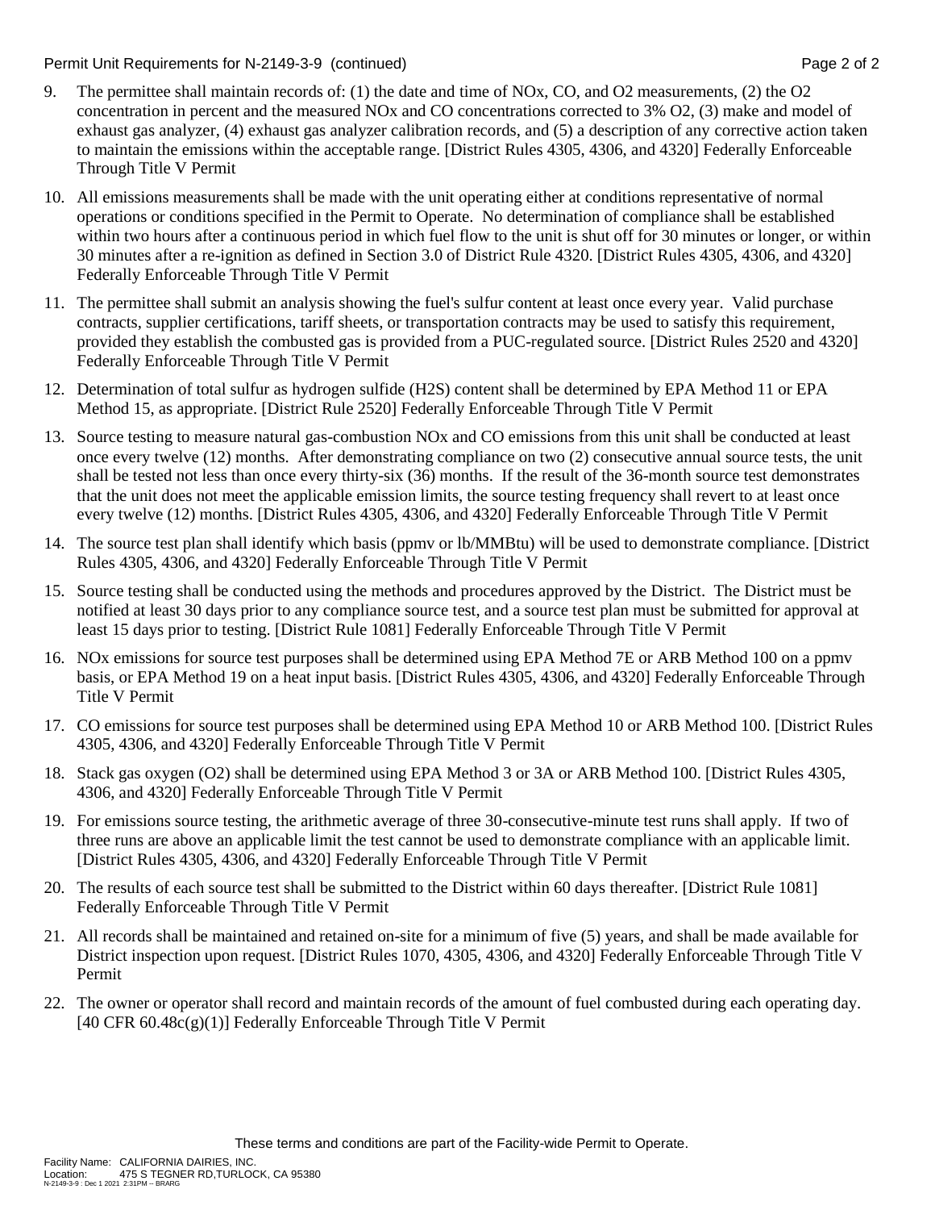9. The permittee shall maintain records of: (1) the date and time of NOx, CO, and O2 measurements, (2) the O2 concentration in percent and the measured NOx and CO concentrations corrected to 3% O2, (3) make and model of exhaust gas analyzer, (4) exhaust gas analyzer calibration records, and (5) a description of any corrective action taken to maintain the emissions within the acceptable range. [District Rules 4305, 4306, and 4320] Federally Enforceable Through Title V Permit

10. All emissions measurements shall be made with the unit operating either at conditions representative of normal operations or conditions specified in the Permit to Operate. No determination of compliance shall be established within two hours after a continuous period in which fuel flow to the unit is shut off for 30 minutes or longer, or within 30 minutes after a re-ignition as defined in Section 3.0 of District Rule 4320. [District Rules 4305, 4306, and 4320] Federally Enforceable Through Title V Permit

11. The permittee shall submit an analysis showing the fuel's sulfur content at least once every year. Valid purchase contracts, supplier certifications, tariff sheets, or transportation contracts may be used to satisfy this requirement, provided they establish the combusted gas is provided from a PUC-regulated source. [District Rules 2520 and 4320] Federally Enforceable Through Title V Permit

12. Determination of total sulfur as hydrogen sulfide (H2S) content shall be determined by EPA Method 11 or EPA Method 15, as appropriate. [District Rule 2520] Federally Enforceable Through Title V Permit

13. Source testing to measure natural gas-combustion NOx and CO emissions from this unit shall be conducted at least once every twelve (12) months. After demonstrating compliance on two (2) consecutive annual source tests, the unit shall be tested not less than once every thirty-six (36) months. If the result of the 36-month source test demonstrates that the unit does not meet the applicable emission limits, the source testing frequency shall revert to at least once every twelve (12) months. [District Rules 4305, 4306, and 4320] Federally Enforceable Through Title V Permit

14. The source test plan shall identify which basis (ppmv or lb/MMBtu) will be used to demonstrate compliance. [District Rules 4305, 4306, and 4320] Federally Enforceable Through Title V Permit

15. Source testing shall be conducted using the methods and procedures approved by the District. The District must be notified at least 30 days prior to any compliance source test, and a source test plan must be submitted for approval at least 15 days prior to testing. [District Rule 1081] Federally Enforceable Through Title V Permit

16. NOx emissions for source test purposes shall be determined using EPA Method 7E or ARB Method 100 on a ppmv basis, or EPA Method 19 on a heat input basis. [District Rules 4305, 4306, and 4320] Federally Enforceable Through Title V Permit

17. CO emissions for source test purposes shall be determined using EPA Method 10 or ARB Method 100. [District Rules 4305, 4306, and 4320] Federally Enforceable Through Title V Permit

18. Stack gas oxygen (O2) shall be determined using EPA Method 3 or 3A or ARB Method 100. [District Rules 4305, 4306, and 4320] Federally Enforceable Through Title V Permit

19. For emissions source testing, the arithmetic average of three 30-consecutive-minute test runs shall apply. If two of three runs are above an applicable limit the test cannot be used to demonstrate compliance with an applicable limit. [District Rules 4305, 4306, and 4320] Federally Enforceable Through Title V Permit

20. The results of each source test shall be submitted to the District within 60 days thereafter. [District Rule 1081] Federally Enforceable Through Title V Permit

21. All records shall be maintained and retained on-site for a minimum of five (5) years, and shall be made available for District inspection upon request. [District Rules 1070, 4305, 4306, and 4320] Federally Enforceable Through Title V Permit

22. The owner or operator shall record and maintain records of the amount of fuel combusted during each operating day. [40 CFR 60.48c(g)(1)] Federally Enforceable Through Title V Permit

These terms and conditions are part of the Facility-wide Permit to Operate.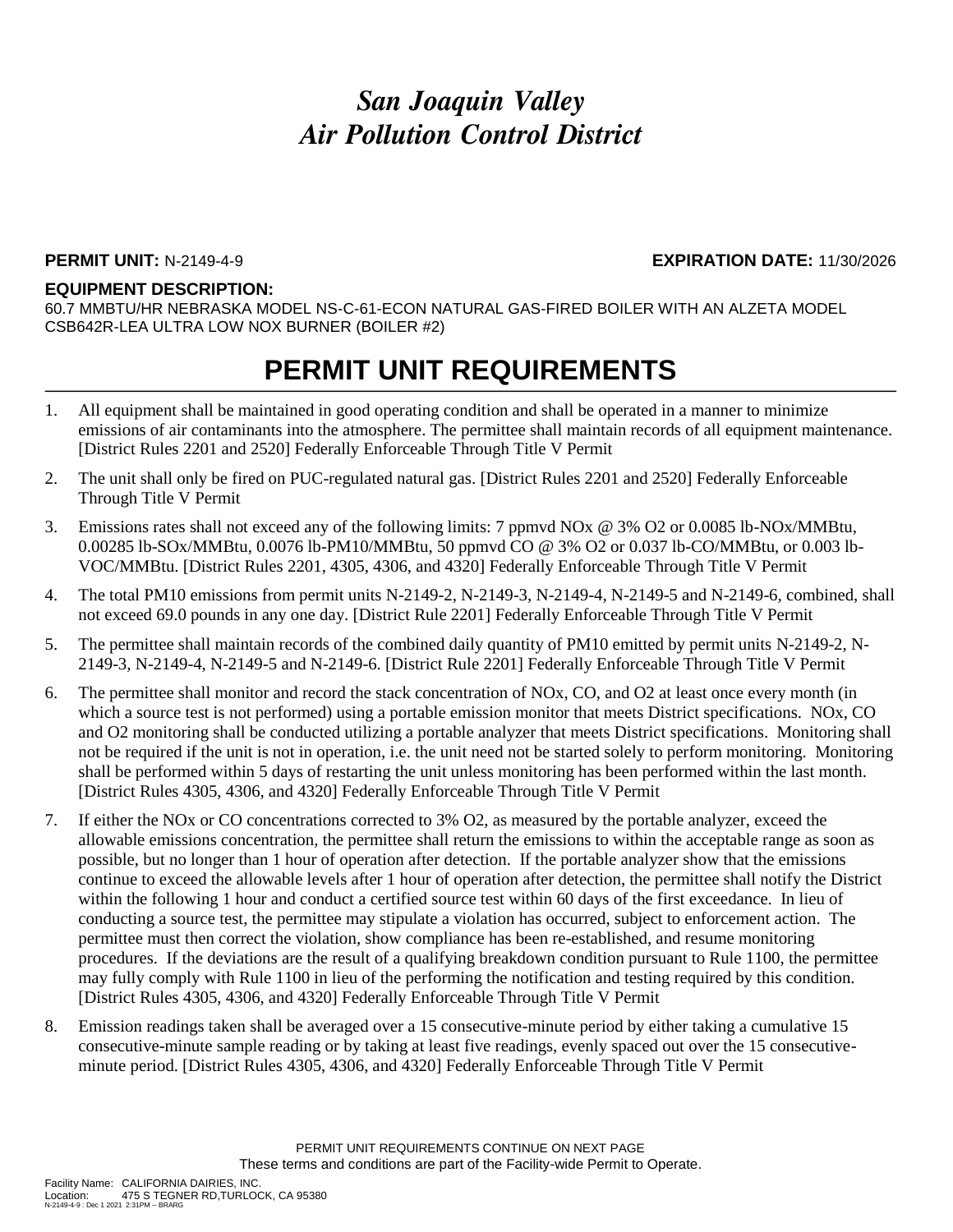# *San Joaquin Valley*
# *Air Pollution Control District*

**PERMIT UNIT:** N-2149-4-9 **EXPIRATION DATE:** 11/30/2026

**EQUIPMENT DESCRIPTION:**
60.7 MMBTU/HR NEBRASKA MODEL NS-C-61-ECON NATURAL GAS-FIRED BOILER WITH AN ALZETA MODEL CSB642R-LEA ULTRA LOW NOX BURNER (BOILER #2)

## PERMIT UNIT REQUIREMENTS

1. All equipment shall be maintained in good operating condition and shall be operated in a manner to minimize emissions of air contaminants into the atmosphere. The permittee shall maintain records of all equipment maintenance. [District Rules 2201 and 2520] Federally Enforceable Through Title V Permit
2. The unit shall only be fired on PUC-regulated natural gas. [District Rules 2201 and 2520] Federally Enforceable Through Title V Permit
3. Emissions rates shall not exceed any of the following limits: 7 ppmvd NOx @ 3% O2 or 0.0085 lb-NOx/MMBtu, 0.00285 lb-SOx/MMBtu, 0.0076 lb-PM10/MMBtu, 50 ppmvd CO @ 3% O2 or 0.037 lb-CO/MMBtu, or 0.003 lb-VOC/MMBtu. [District Rules 2201, 4305, 4306, and 4320] Federally Enforceable Through Title V Permit
4. The total PM10 emissions from permit units N-2149-2, N-2149-3, N-2149-4, N-2149-5 and N-2149-6, combined, shall not exceed 69.0 pounds in any one day. [District Rule 2201] Federally Enforceable Through Title V Permit
5. The permittee shall maintain records of the combined daily quantity of PM10 emitted by permit units N-2149-2, N-2149-3, N-2149-4, N-2149-5 and N-2149-6. [District Rule 2201] Federally Enforceable Through Title V Permit
6. The permittee shall monitor and record the stack concentration of NOx, CO, and O2 at least once every month (in which a source test is not performed) using a portable emission monitor that meets District specifications. NOx, CO and O2 monitoring shall be conducted utilizing a portable analyzer that meets District specifications. Monitoring shall not be required if the unit is not in operation, i.e. the unit need not be started solely to perform monitoring. Monitoring shall be performed within 5 days of restarting the unit unless monitoring has been performed within the last month. [District Rules 4305, 4306, and 4320] Federally Enforceable Through Title V Permit
7. If either the NOx or CO concentrations corrected to 3% O2, as measured by the portable analyzer, exceed the allowable emissions concentration, the permittee shall return the emissions to within the acceptable range as soon as possible, but no longer than 1 hour of operation after detection. If the portable analyzer show that the emissions continue to exceed the allowable levels after 1 hour of operation after detection, the permittee shall notify the District within the following 1 hour and conduct a certified source test within 60 days of the first exceedance. In lieu of conducting a source test, the permittee may stipulate a violation has occurred, subject to enforcement action. The permittee must then correct the violation, show compliance has been re-established, and resume monitoring procedures. If the deviations are the result of a qualifying breakdown condition pursuant to Rule 1100, the permittee may fully comply with Rule 1100 in lieu of the performing the notification and testing required by this condition. [District Rules 4305, 4306, and 4320] Federally Enforceable Through Title V Permit
8. Emission readings taken shall be averaged over a 15 consecutive-minute period by either taking a cumulative 15 consecutive-minute sample reading or by taking at least five readings, evenly spaced out over the 15 consecutive-minute period. [District Rules 4305, 4306, and 4320] Federally Enforceable Through Title V Permit

PERMIT UNIT REQUIREMENTS CONTINUE ON NEXT PAGE
These terms and conditions are part of the Facility-wide Permit to Operate.

Facility Name: CALIFORNIA DAIRIES, INC.
Location: 475 S TEGNER RD,TURLOCK, CA 95380
N-2149-4-9 : Dec 1 2021 2:31PM -- BRARG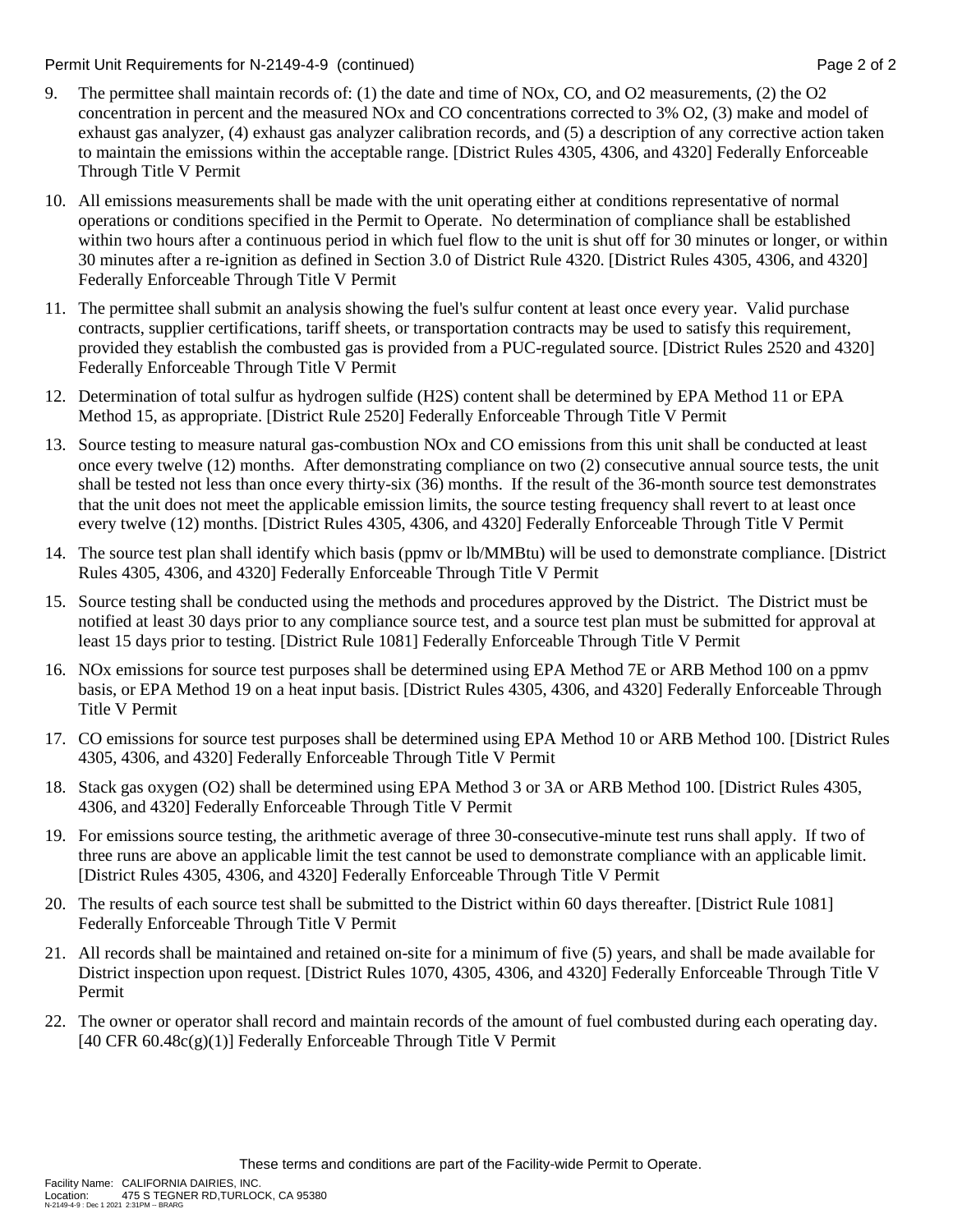9. The permittee shall maintain records of: (1) the date and time of NOx, CO, and O2 measurements, (2) the O2 concentration in percent and the measured NOx and CO concentrations corrected to 3% O2, (3) make and model of exhaust gas analyzer, (4) exhaust gas analyzer calibration records, and (5) a description of any corrective action taken to maintain the emissions within the acceptable range. [District Rules 4305, 4306, and 4320] Federally Enforceable Through Title V Permit

10. All emissions measurements shall be made with the unit operating either at conditions representative of normal operations or conditions specified in the Permit to Operate. No determination of compliance shall be established within two hours after a continuous period in which fuel flow to the unit is shut off for 30 minutes or longer, or within 30 minutes after a re-ignition as defined in Section 3.0 of District Rule 4320. [District Rules 4305, 4306, and 4320] Federally Enforceable Through Title V Permit

11. The permittee shall submit an analysis showing the fuel's sulfur content at least once every year. Valid purchase contracts, supplier certifications, tariff sheets, or transportation contracts may be used to satisfy this requirement, provided they establish the combusted gas is provided from a PUC-regulated source. [District Rules 2520 and 4320] Federally Enforceable Through Title V Permit

12. Determination of total sulfur as hydrogen sulfide (H2S) content shall be determined by EPA Method 11 or EPA Method 15, as appropriate. [District Rule 2520] Federally Enforceable Through Title V Permit

13. Source testing to measure natural gas-combustion NOx and CO emissions from this unit shall be conducted at least once every twelve (12) months. After demonstrating compliance on two (2) consecutive annual source tests, the unit shall be tested not less than once every thirty-six (36) months. If the result of the 36-month source test demonstrates that the unit does not meet the applicable emission limits, the source testing frequency shall revert to at least once every twelve (12) months. [District Rules 4305, 4306, and 4320] Federally Enforceable Through Title V Permit

14. The source test plan shall identify which basis (ppmv or lb/MMBtu) will be used to demonstrate compliance. [District Rules 4305, 4306, and 4320] Federally Enforceable Through Title V Permit

15. Source testing shall be conducted using the methods and procedures approved by the District. The District must be notified at least 30 days prior to any compliance source test, and a source test plan must be submitted for approval at least 15 days prior to testing. [District Rule 1081] Federally Enforceable Through Title V Permit

16. NOx emissions for source test purposes shall be determined using EPA Method 7E or ARB Method 100 on a ppmv basis, or EPA Method 19 on a heat input basis. [District Rules 4305, 4306, and 4320] Federally Enforceable Through Title V Permit

17. CO emissions for source test purposes shall be determined using EPA Method 10 or ARB Method 100. [District Rules 4305, 4306, and 4320] Federally Enforceable Through Title V Permit

18. Stack gas oxygen (O2) shall be determined using EPA Method 3 or 3A or ARB Method 100. [District Rules 4305, 4306, and 4320] Federally Enforceable Through Title V Permit

19. For emissions source testing, the arithmetic average of three 30-consecutive-minute test runs shall apply. If two of three runs are above an applicable limit the test cannot be used to demonstrate compliance with an applicable limit. [District Rules 4305, 4306, and 4320] Federally Enforceable Through Title V Permit

20. The results of each source test shall be submitted to the District within 60 days thereafter. [District Rule 1081] Federally Enforceable Through Title V Permit

21. All records shall be maintained and retained on-site for a minimum of five (5) years, and shall be made available for District inspection upon request. [District Rules 1070, 4305, 4306, and 4320] Federally Enforceable Through Title V Permit

22. The owner or operator shall record and maintain records of the amount of fuel combusted during each operating day. [40 CFR 60.48c(g)(1)] Federally Enforceable Through Title V Permit

These terms and conditions are part of the Facility-wide Permit to Operate.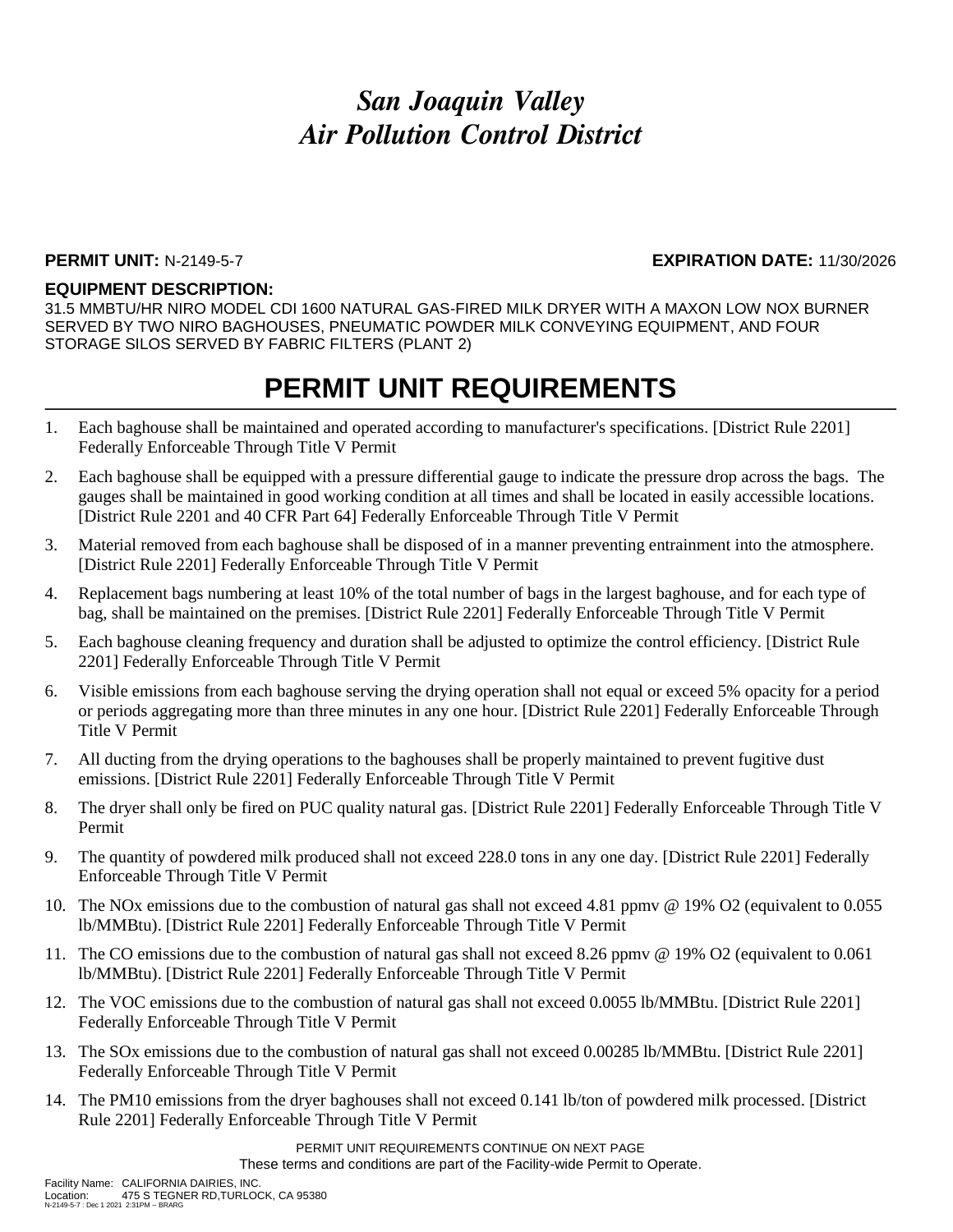# *San Joaquin Valley Air Pollution Control District*

**PERMIT UNIT:** N-2149-5-7 **EXPIRATION DATE:** 11/30/2026

**EQUIPMENT DESCRIPTION:**
31.5 MMBTU/HR NIRO MODEL CDI 1600 NATURAL GAS-FIRED MILK DRYER WITH A MAXON LOW NOX BURNER SERVED BY TWO NIRO BAGHOUSES, PNEUMATIC POWDER MILK CONVEYING EQUIPMENT, AND FOUR STORAGE SILOS SERVED BY FABRIC FILTERS (PLANT 2)

# PERMIT UNIT REQUIREMENTS

1. Each baghouse shall be maintained and operated according to manufacturer's specifications. [District Rule 2201] Federally Enforceable Through Title V Permit
2. Each baghouse shall be equipped with a pressure differential gauge to indicate the pressure drop across the bags. The gauges shall be maintained in good working condition at all times and shall be located in easily accessible locations. [District Rule 2201 and 40 CFR Part 64] Federally Enforceable Through Title V Permit
3. Material removed from each baghouse shall be disposed of in a manner preventing entrainment into the atmosphere. [District Rule 2201] Federally Enforceable Through Title V Permit
4. Replacement bags numbering at least 10% of the total number of bags in the largest baghouse, and for each type of bag, shall be maintained on the premises. [District Rule 2201] Federally Enforceable Through Title V Permit
5. Each baghouse cleaning frequency and duration shall be adjusted to optimize the control efficiency. [District Rule 2201] Federally Enforceable Through Title V Permit
6. Visible emissions from each baghouse serving the drying operation shall not equal or exceed 5% opacity for a period or periods aggregating more than three minutes in any one hour. [District Rule 2201] Federally Enforceable Through Title V Permit
7. All ducting from the drying operations to the baghouses shall be properly maintained to prevent fugitive dust emissions. [District Rule 2201] Federally Enforceable Through Title V Permit
8. The dryer shall only be fired on PUC quality natural gas. [District Rule 2201] Federally Enforceable Through Title V Permit
9. The quantity of powdered milk produced shall not exceed 228.0 tons in any one day. [District Rule 2201] Federally Enforceable Through Title V Permit
10. The NOx emissions due to the combustion of natural gas shall not exceed 4.81 ppmv @ 19% O2 (equivalent to 0.055 lb/MMBtu). [District Rule 2201] Federally Enforceable Through Title V Permit
11. The CO emissions due to the combustion of natural gas shall not exceed 8.26 ppmv @ 19% O2 (equivalent to 0.061 lb/MMBtu). [District Rule 2201] Federally Enforceable Through Title V Permit
12. The VOC emissions due to the combustion of natural gas shall not exceed 0.0055 lb/MMBtu. [District Rule 2201] Federally Enforceable Through Title V Permit
13. The SOx emissions due to the combustion of natural gas shall not exceed 0.00285 lb/MMBtu. [District Rule 2201] Federally Enforceable Through Title V Permit
14. The PM10 emissions from the dryer baghouses shall not exceed 0.141 lb/ton of powdered milk processed. [District Rule 2201] Federally Enforceable Through Title V Permit

PERMIT UNIT REQUIREMENTS CONTINUE ON NEXT PAGE
These terms and conditions are part of the Facility-wide Permit to Operate.

Facility Name: CALIFORNIA DAIRIES, INC.
Location: 475 S TEGNER RD,TURLOCK, CA 95380
N-2149-5-7 : Dec 1 2021 2:31PM -- BRARG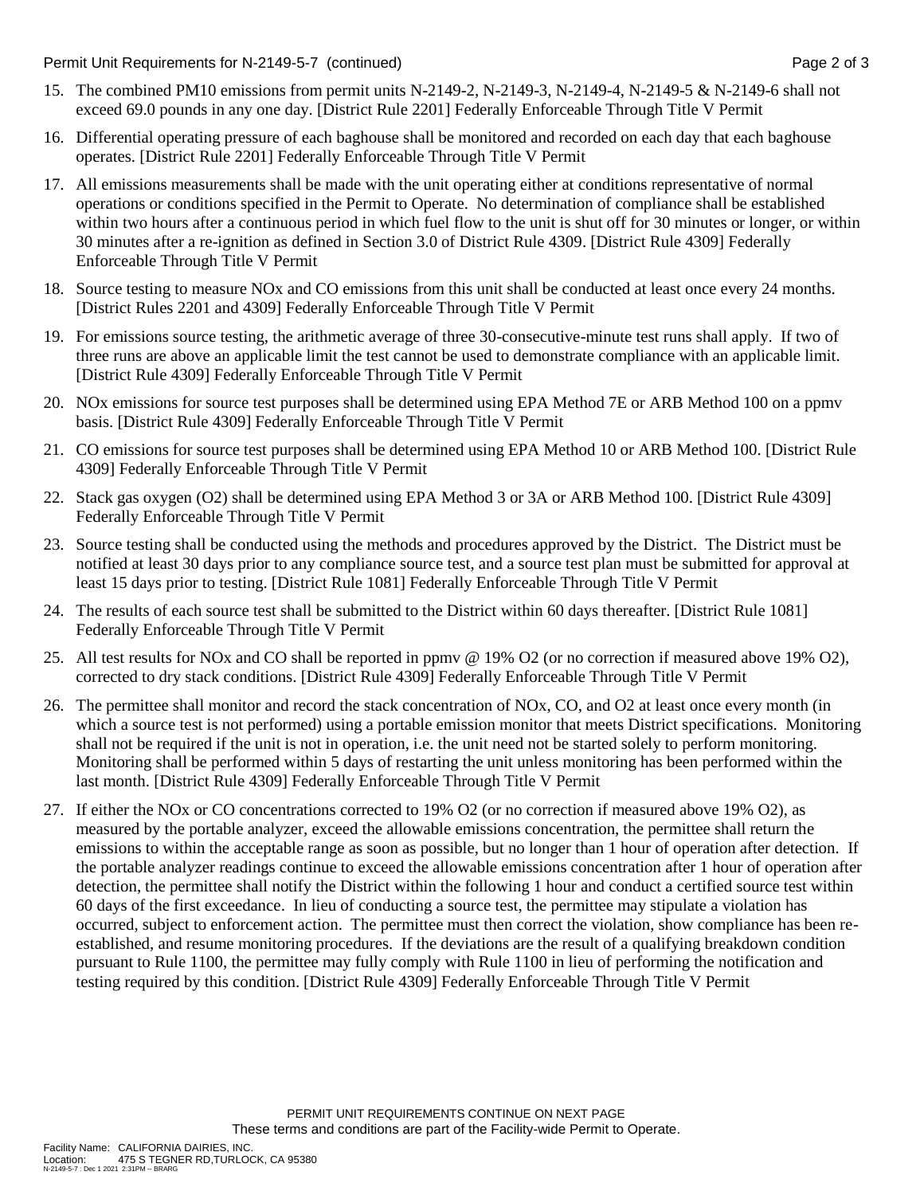15. The combined PM10 emissions from permit units N-2149-2, N-2149-3, N-2149-4, N-2149-5 & N-2149-6 shall not exceed 69.0 pounds in any one day. [District Rule 2201] Federally Enforceable Through Title V Permit

16. Differential operating pressure of each baghouse shall be monitored and recorded on each day that each baghouse operates. [District Rule 2201] Federally Enforceable Through Title V Permit

17. All emissions measurements shall be made with the unit operating either at conditions representative of normal operations or conditions specified in the Permit to Operate. No determination of compliance shall be established within two hours after a continuous period in which fuel flow to the unit is shut off for 30 minutes or longer, or within 30 minutes after a re-ignition as defined in Section 3.0 of District Rule 4309. [District Rule 4309] Federally Enforceable Through Title V Permit

18. Source testing to measure NOx and CO emissions from this unit shall be conducted at least once every 24 months. [District Rules 2201 and 4309] Federally Enforceable Through Title V Permit

19. For emissions source testing, the arithmetic average of three 30-consecutive-minute test runs shall apply. If two of three runs are above an applicable limit the test cannot be used to demonstrate compliance with an applicable limit. [District Rule 4309] Federally Enforceable Through Title V Permit

20. NOx emissions for source test purposes shall be determined using EPA Method 7E or ARB Method 100 on a ppmv basis. [District Rule 4309] Federally Enforceable Through Title V Permit

21. CO emissions for source test purposes shall be determined using EPA Method 10 or ARB Method 100. [District Rule 4309] Federally Enforceable Through Title V Permit

22. Stack gas oxygen ($O_2$) shall be determined using EPA Method 3 or 3A or ARB Method 100. [District Rule 4309] Federally Enforceable Through Title V Permit

23. Source testing shall be conducted using the methods and procedures approved by the District. The District must be notified at least 30 days prior to any compliance source test, and a source test plan must be submitted for approval at least 15 days prior to testing. [District Rule 1081] Federally Enforceable Through Title V Permit

24. The results of each source test shall be submitted to the District within 60 days thereafter. [District Rule 1081] Federally Enforceable Through Title V Permit

25. All test results for NOx and CO shall be reported in ppmv @ 19% $O_2$ (or no correction if measured above 19% $O_2$), corrected to dry stack conditions. [District Rule 4309] Federally Enforceable Through Title V Permit

26. The permittee shall monitor and record the stack concentration of NOx, CO, and $O_2$ at least once every month (in which a source test is not performed) using a portable emission monitor that meets District specifications. Monitoring shall not be required if the unit is not in operation, i.e. the unit need not be started solely to perform monitoring. Monitoring shall be performed within 5 days of restarting the unit unless monitoring has been performed within the last month. [District Rule 4309] Federally Enforceable Through Title V Permit

27. If either the NOx or CO concentrations corrected to 19% $O_2$ (or no correction if measured above 19% $O_2$), as measured by the portable analyzer, exceed the allowable emissions concentration, the permittee shall return the emissions to within the acceptable range as soon as possible, but no longer than 1 hour of operation after detection. If the portable analyzer readings continue to exceed the allowable emissions concentration after 1 hour of operation after detection, the permittee shall notify the District within the following 1 hour and conduct a certified source test within 60 days of the first exceedance. In lieu of conducting a source test, the permittee may stipulate a violation has occurred, subject to enforcement action. The permittee must then correct the violation, show compliance has been re-established, and resume monitoring procedures. If the deviations are the result of a qualifying breakdown condition pursuant to Rule 1100, the permittee may fully comply with Rule 1100 in lieu of performing the notification and testing required by this condition. [District Rule 4309] Federally Enforceable Through Title V Permit

PERMIT UNIT REQUIREMENTS CONTINUE ON NEXT PAGE
These terms and conditions are part of the Facility-wide Permit to Operate.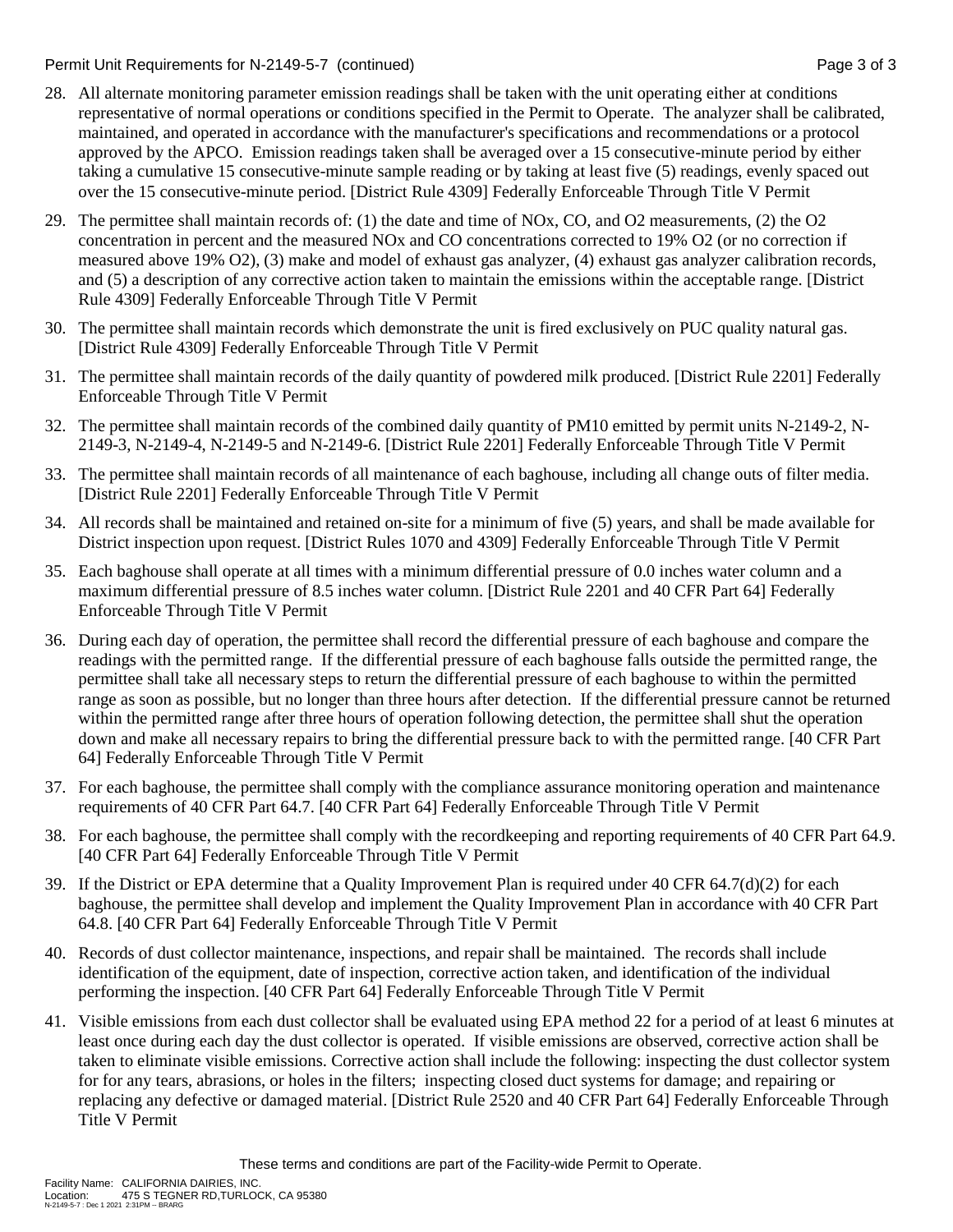28. All alternate monitoring parameter emission readings shall be taken with the unit operating either at conditions representative of normal operations or conditions specified in the Permit to Operate. The analyzer shall be calibrated, maintained, and operated in accordance with the manufacturer's specifications and recommendations or a protocol approved by the APCO. Emission readings taken shall be averaged over a 15 consecutive-minute period by either taking a cumulative 15 consecutive-minute sample reading or by taking at least five (5) readings, evenly spaced out over the 15 consecutive-minute period. [District Rule 4309] Federally Enforceable Through Title V Permit

29. The permittee shall maintain records of: (1) the date and time of NOx, CO, and O2 measurements, (2) the O2 concentration in percent and the measured NOx and CO concentrations corrected to 19% O2 (or no correction if measured above 19% O2), (3) make and model of exhaust gas analyzer, (4) exhaust gas analyzer calibration records, and (5) a description of any corrective action taken to maintain the emissions within the acceptable range. [District Rule 4309] Federally Enforceable Through Title V Permit

30. The permittee shall maintain records which demonstrate the unit is fired exclusively on PUC quality natural gas. [District Rule 4309] Federally Enforceable Through Title V Permit

31. The permittee shall maintain records of the daily quantity of powdered milk produced. [District Rule 2201] Federally Enforceable Through Title V Permit

32. The permittee shall maintain records of the combined daily quantity of PM10 emitted by permit units N-2149-2, N-2149-3, N-2149-4, N-2149-5 and N-2149-6. [District Rule 2201] Federally Enforceable Through Title V Permit

33. The permittee shall maintain records of all maintenance of each baghouse, including all change outs of filter media. [District Rule 2201] Federally Enforceable Through Title V Permit

34. All records shall be maintained and retained on-site for a minimum of five (5) years, and shall be made available for District inspection upon request. [District Rules 1070 and 4309] Federally Enforceable Through Title V Permit

35. Each baghouse shall operate at all times with a minimum differential pressure of 0.0 inches water column and a maximum differential pressure of 8.5 inches water column. [District Rule 2201 and 40 CFR Part 64] Federally Enforceable Through Title V Permit

36. During each day of operation, the permittee shall record the differential pressure of each baghouse and compare the readings with the permitted range. If the differential pressure of each baghouse falls outside the permitted range, the permittee shall take all necessary steps to return the differential pressure of each baghouse to within the permitted range as soon as possible, but no longer than three hours after detection. If the differential pressure cannot be returned within the permitted range after three hours of operation following detection, the permittee shall shut the operation down and make all necessary repairs to bring the differential pressure back to with the permitted range. [40 CFR Part 64] Federally Enforceable Through Title V Permit

37. For each baghouse, the permittee shall comply with the compliance assurance monitoring operation and maintenance requirements of 40 CFR Part 64.7. [40 CFR Part 64] Federally Enforceable Through Title V Permit

38. For each baghouse, the permittee shall comply with the recordkeeping and reporting requirements of 40 CFR Part 64.9. [40 CFR Part 64] Federally Enforceable Through Title V Permit

39. If the District or EPA determine that a Quality Improvement Plan is required under 40 CFR 64.7(d)(2) for each baghouse, the permittee shall develop and implement the Quality Improvement Plan in accordance with 40 CFR Part 64.8. [40 CFR Part 64] Federally Enforceable Through Title V Permit

40. Records of dust collector maintenance, inspections, and repair shall be maintained. The records shall include identification of the equipment, date of inspection, corrective action taken, and identification of the individual performing the inspection. [40 CFR Part 64] Federally Enforceable Through Title V Permit

41. Visible emissions from each dust collector shall be evaluated using EPA method 22 for a period of at least 6 minutes at least once during each day the dust collector is operated. If visible emissions are observed, corrective action shall be taken to eliminate visible emissions. Corrective action shall include the following: inspecting the dust collector system for for any tears, abrasions, or holes in the filters; inspecting closed duct systems for damage; and repairing or replacing any defective or damaged material. [District Rule 2520 and 40 CFR Part 64] Federally Enforceable Through Title V Permit

These terms and conditions are part of the Facility-wide Permit to Operate.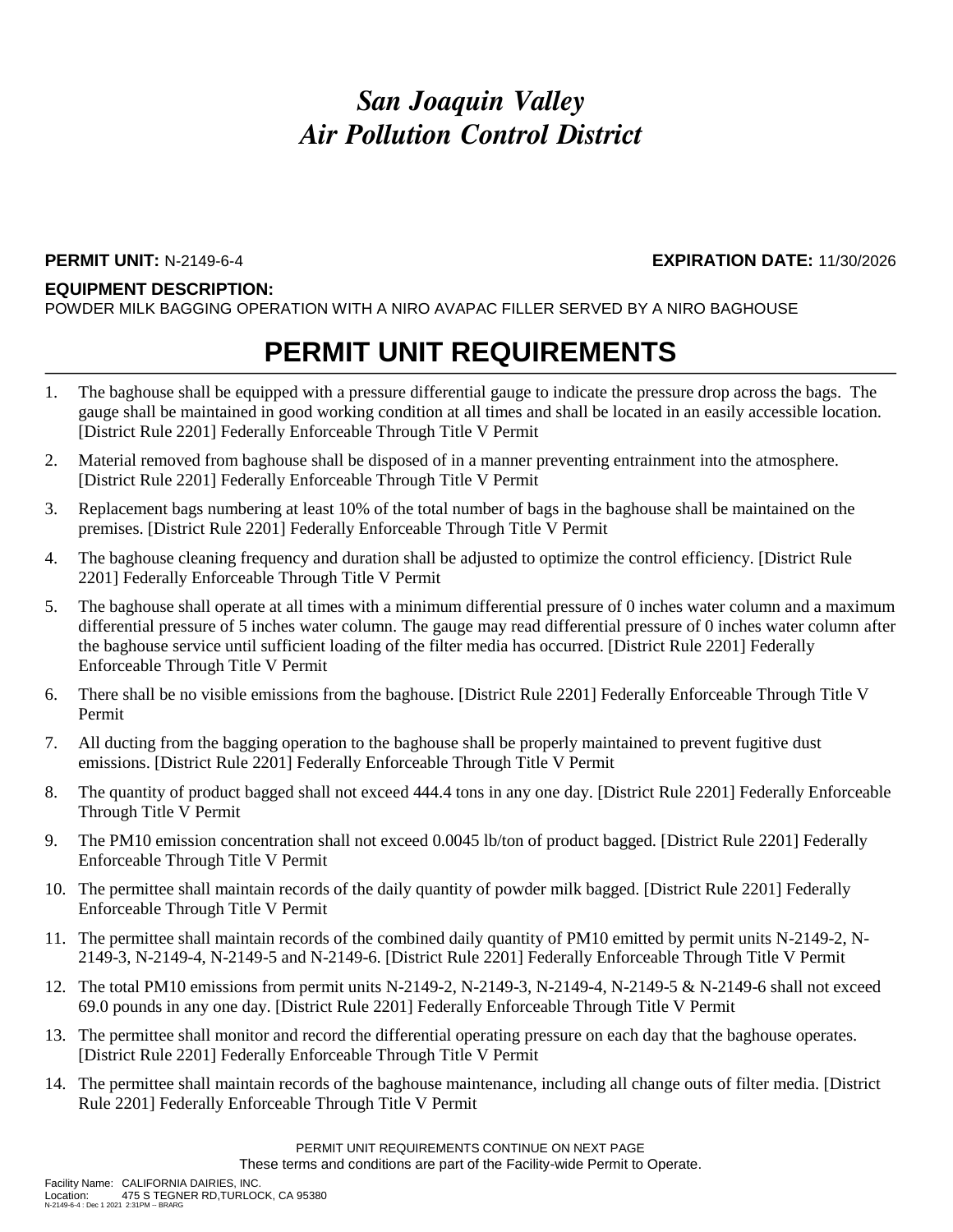# *San Joaquin Valley*
# *Air Pollution Control District*

**PERMIT UNIT:** N-2149-6-4 **EXPIRATION DATE:** 11/30/2026

**EQUIPMENT DESCRIPTION:**
POWDER MILK BAGGING OPERATION WITH A NIRO AVAPAC FILLER SERVED BY A NIRO BAGHOUSE

## PERMIT UNIT REQUIREMENTS

1. The baghouse shall be equipped with a pressure differential gauge to indicate the pressure drop across the bags. The gauge shall be maintained in good working condition at all times and shall be located in an easily accessible location. [District Rule 2201] Federally Enforceable Through Title V Permit
2. Material removed from baghouse shall be disposed of in a manner preventing entrainment into the atmosphere. [District Rule 2201] Federally Enforceable Through Title V Permit
3. Replacement bags numbering at least 10% of the total number of bags in the baghouse shall be maintained on the premises. [District Rule 2201] Federally Enforceable Through Title V Permit
4. The baghouse cleaning frequency and duration shall be adjusted to optimize the control efficiency. [District Rule 2201] Federally Enforceable Through Title V Permit
5. The baghouse shall operate at all times with a minimum differential pressure of 0 inches water column and a maximum differential pressure of 5 inches water column. The gauge may read differential pressure of 0 inches water column after the baghouse service until sufficient loading of the filter media has occurred. [District Rule 2201] Federally Enforceable Through Title V Permit
6. There shall be no visible emissions from the baghouse. [District Rule 2201] Federally Enforceable Through Title V Permit
7. All ducting from the bagging operation to the baghouse shall be properly maintained to prevent fugitive dust emissions. [District Rule 2201] Federally Enforceable Through Title V Permit
8. The quantity of product bagged shall not exceed 444.4 tons in any one day. [District Rule 2201] Federally Enforceable Through Title V Permit
9. The PM10 emission concentration shall not exceed 0.0045 lb/ton of product bagged. [District Rule 2201] Federally Enforceable Through Title V Permit
10. The permittee shall maintain records of the daily quantity of powder milk bagged. [District Rule 2201] Federally Enforceable Through Title V Permit
11. The permittee shall maintain records of the combined daily quantity of PM10 emitted by permit units N-2149-2, N-2149-3, N-2149-4, N-2149-5 and N-2149-6. [District Rule 2201] Federally Enforceable Through Title V Permit
12. The total PM10 emissions from permit units N-2149-2, N-2149-3, N-2149-4, N-2149-5 & N-2149-6 shall not exceed 69.0 pounds in any one day. [District Rule 2201] Federally Enforceable Through Title V Permit
13. The permittee shall monitor and record the differential operating pressure on each day that the baghouse operates. [District Rule 2201] Federally Enforceable Through Title V Permit
14. The permittee shall maintain records of the baghouse maintenance, including all change outs of filter media. [District Rule 2201] Federally Enforceable Through Title V Permit

PERMIT UNIT REQUIREMENTS CONTINUE ON NEXT PAGE
These terms and conditions are part of the Facility-wide Permit to Operate.

Facility Name: CALIFORNIA DAIRIES, INC.
Location: 475 S TEGNER RD,TURLOCK, CA 95380
N-2149-6-4 : Dec 1 2021 2:31PM -- BRARG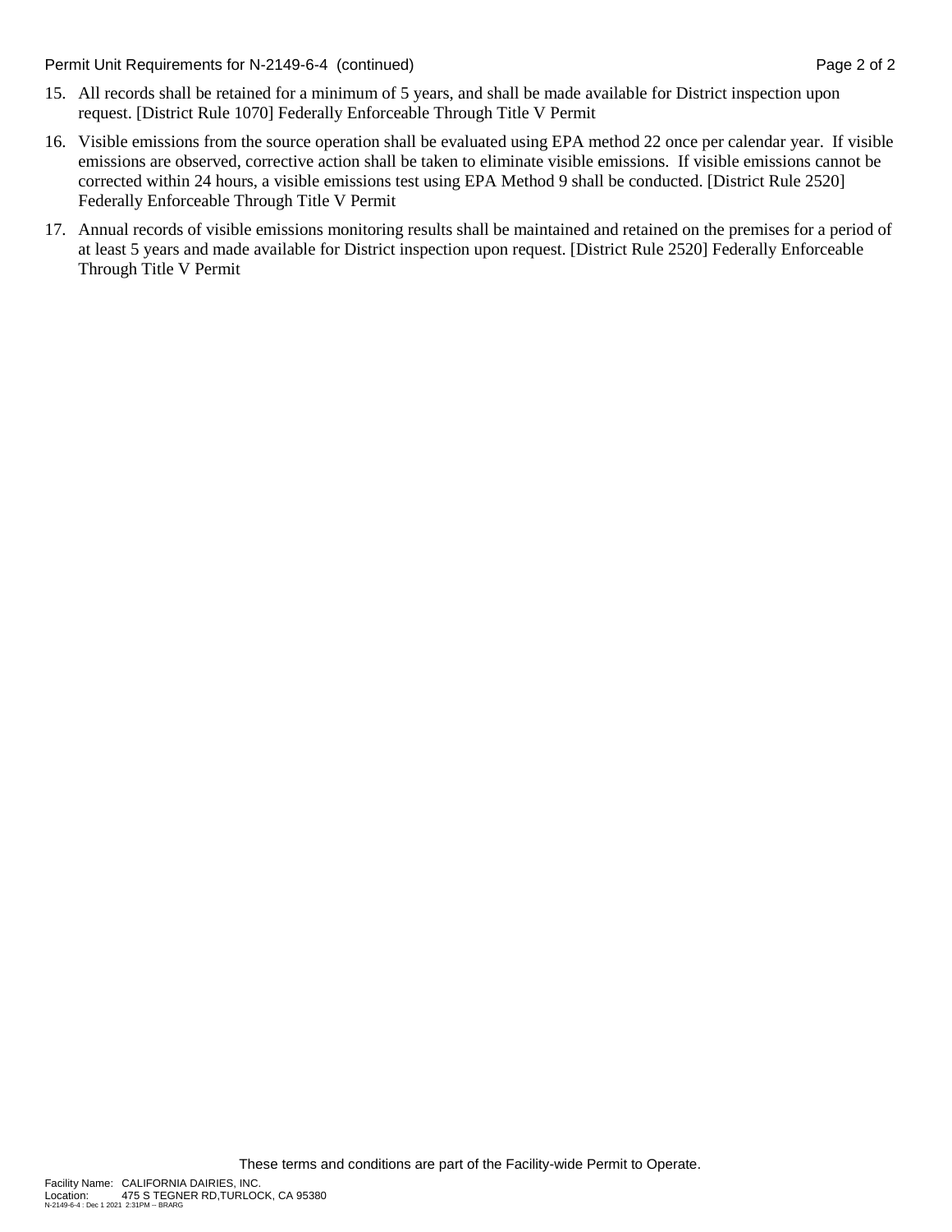15. All records shall be retained for a minimum of 5 years, and shall be made available for District inspection upon request. [District Rule 1070] Federally Enforceable Through Title V Permit

16. Visible emissions from the source operation shall be evaluated using EPA method 22 once per calendar year. If visible emissions are observed, corrective action shall be taken to eliminate visible emissions. If visible emissions cannot be corrected within 24 hours, a visible emissions test using EPA Method 9 shall be conducted. [District Rule 2520] Federally Enforceable Through Title V Permit

17. Annual records of visible emissions monitoring results shall be maintained and retained on the premises for a period of at least 5 years and made available for District inspection upon request. [District Rule 2520] Federally Enforceable Through Title V Permit

These terms and conditions are part of the Facility-wide Permit to Operate.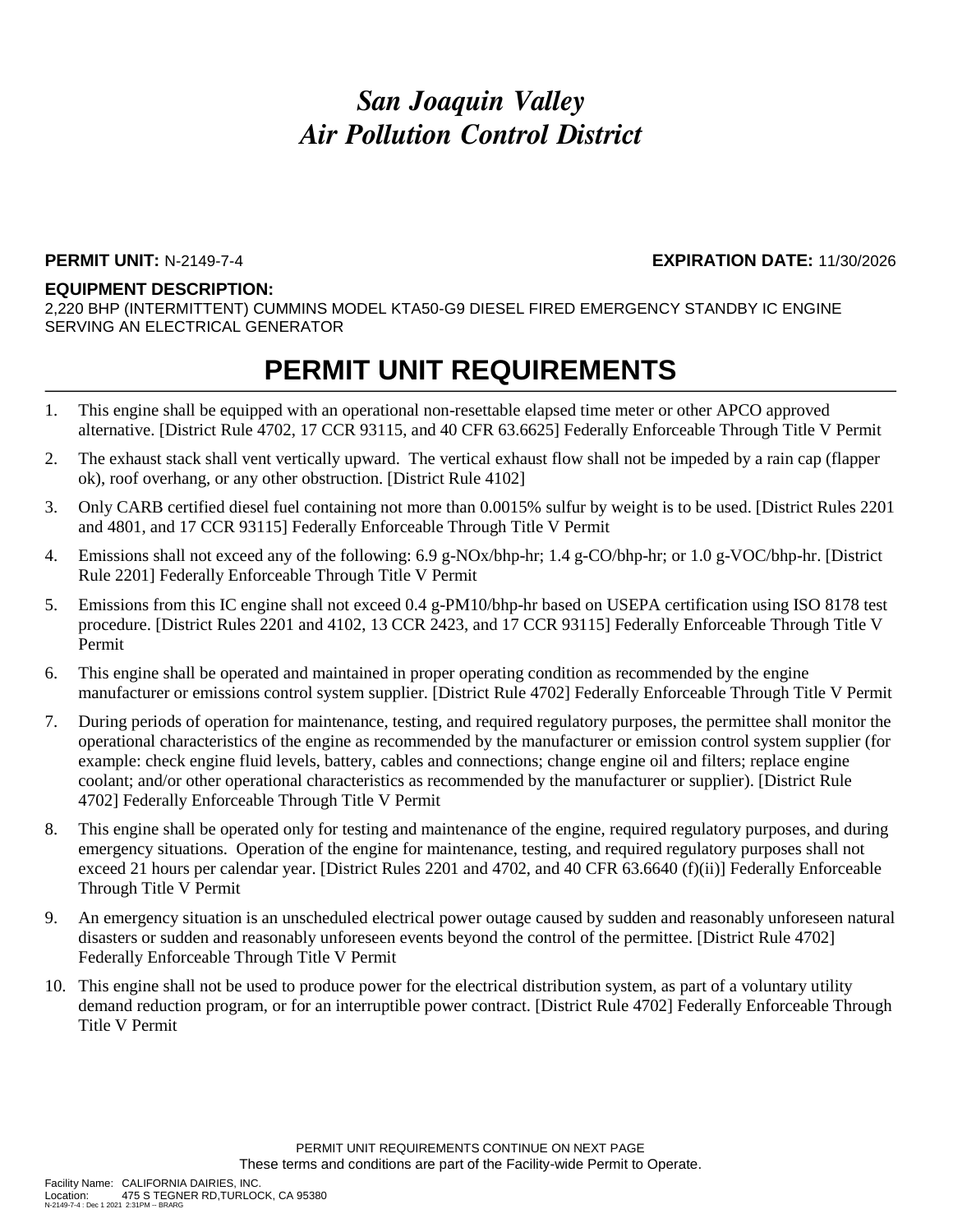# *San Joaquin Valley Air Pollution Control District*

**PERMIT UNIT:** N-2149-7-4 **EXPIRATION DATE:** 11/30/2026

**EQUIPMENT DESCRIPTION:**
2,220 BHP (INTERMITTENT) CUMMINS MODEL KTA50-G9 DIESEL FIRED EMERGENCY STANDBY IC ENGINE SERVING AN ELECTRICAL GENERATOR

## PERMIT UNIT REQUIREMENTS

1. This engine shall be equipped with an operational non-resettable elapsed time meter or other APCO approved alternative. [District Rule 4702, 17 CCR 93115, and 40 CFR 63.6625] Federally Enforceable Through Title V Permit
2. The exhaust stack shall vent vertically upward. The vertical exhaust flow shall not be impeded by a rain cap (flapper ok), roof overhang, or any other obstruction. [District Rule 4102]
3. Only CARB certified diesel fuel containing not more than 0.0015% sulfur by weight is to be used. [District Rules 2201 and 4801, and 17 CCR 93115] Federally Enforceable Through Title V Permit
4. Emissions shall not exceed any of the following: 6.9 g-NOx/bhp-hr; 1.4 g-CO/bhp-hr; or 1.0 g-VOC/bhp-hr. [District Rule 2201] Federally Enforceable Through Title V Permit
5. Emissions from this IC engine shall not exceed 0.4 g-PM10/bhp-hr based on USEPA certification using ISO 8178 test procedure. [District Rules 2201 and 4102, 13 CCR 2423, and 17 CCR 93115] Federally Enforceable Through Title V Permit
6. This engine shall be operated and maintained in proper operating condition as recommended by the engine manufacturer or emissions control system supplier. [District Rule 4702] Federally Enforceable Through Title V Permit
7. During periods of operation for maintenance, testing, and required regulatory purposes, the permittee shall monitor the operational characteristics of the engine as recommended by the manufacturer or emission control system supplier (for example: check engine fluid levels, battery, cables and connections; change engine oil and filters; replace engine coolant; and/or other operational characteristics as recommended by the manufacturer or supplier). [District Rule 4702] Federally Enforceable Through Title V Permit
8. This engine shall be operated only for testing and maintenance of the engine, required regulatory purposes, and during emergency situations. Operation of the engine for maintenance, testing, and required regulatory purposes shall not exceed 21 hours per calendar year. [District Rules 2201 and 4702, and 40 CFR 63.6640 (f)(ii)] Federally Enforceable Through Title V Permit
9. An emergency situation is an unscheduled electrical power outage caused by sudden and reasonably unforeseen natural disasters or sudden and reasonably unforeseen events beyond the control of the permittee. [District Rule 4702] Federally Enforceable Through Title V Permit
10. This engine shall not be used to produce power for the electrical distribution system, as part of a voluntary utility demand reduction program, or for an interruptible power contract. [District Rule 4702] Federally Enforceable Through Title V Permit

PERMIT UNIT REQUIREMENTS CONTINUE ON NEXT PAGE
These terms and conditions are part of the Facility-wide Permit to Operate.

Facility Name: CALIFORNIA DAIRIES, INC.
Location: 475 S TEGNER RD,TURLOCK, CA 95380
N-2149-7-4 : Dec 1 2021 2:31PM -- BRARG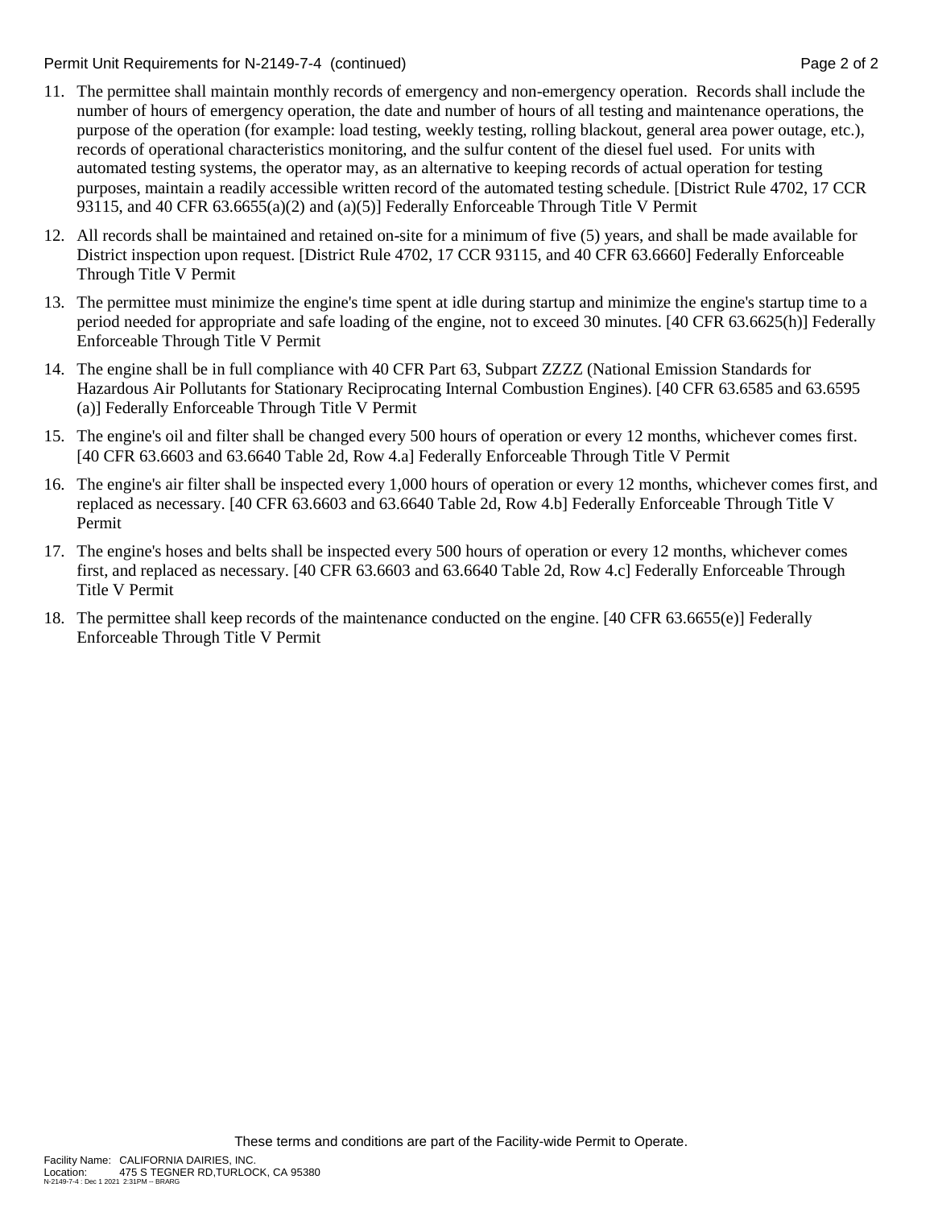11. The permittee shall maintain monthly records of emergency and non-emergency operation. Records shall include the number of hours of emergency operation, the date and number of hours of all testing and maintenance operations, the purpose of the operation (for example: load testing, weekly testing, rolling blackout, general area power outage, etc.), records of operational characteristics monitoring, and the sulfur content of the diesel fuel used. For units with automated testing systems, the operator may, as an alternative to keeping records of actual operation for testing purposes, maintain a readily accessible written record of the automated testing schedule. [District Rule 4702, 17 CCR 93115, and 40 CFR 63.6655(a)(2) and (a)(5)] Federally Enforceable Through Title V Permit
12. All records shall be maintained and retained on-site for a minimum of five (5) years, and shall be made available for District inspection upon request. [District Rule 4702, 17 CCR 93115, and 40 CFR 63.6660] Federally Enforceable Through Title V Permit
13. The permittee must minimize the engine's time spent at idle during startup and minimize the engine's startup time to a period needed for appropriate and safe loading of the engine, not to exceed 30 minutes. [40 CFR 63.6625(h)] Federally Enforceable Through Title V Permit
14. The engine shall be in full compliance with 40 CFR Part 63, Subpart ZZZZ (National Emission Standards for Hazardous Air Pollutants for Stationary Reciprocating Internal Combustion Engines). [40 CFR 63.6585 and 63.6595 (a)] Federally Enforceable Through Title V Permit
15. The engine's oil and filter shall be changed every 500 hours of operation or every 12 months, whichever comes first. [40 CFR 63.6603 and 63.6640 Table 2d, Row 4.a] Federally Enforceable Through Title V Permit
16. The engine's air filter shall be inspected every 1,000 hours of operation or every 12 months, whichever comes first, and replaced as necessary. [40 CFR 63.6603 and 63.6640 Table 2d, Row 4.b] Federally Enforceable Through Title V Permit
17. The engine's hoses and belts shall be inspected every 500 hours of operation or every 12 months, whichever comes first, and replaced as necessary. [40 CFR 63.6603 and 63.6640 Table 2d, Row 4.c] Federally Enforceable Through Title V Permit
18. The permittee shall keep records of the maintenance conducted on the engine. [40 CFR 63.6655(e)] Federally Enforceable Through Title V Permit

These terms and conditions are part of the Facility-wide Permit to Operate.

Facility Name: CALIFORNIA DAIRIES, INC.
Location: 475 S TEGNER RD,TURLOCK, CA 95380
N-2149-7-4 : Dec 1 2021 2:31PM -- BRARG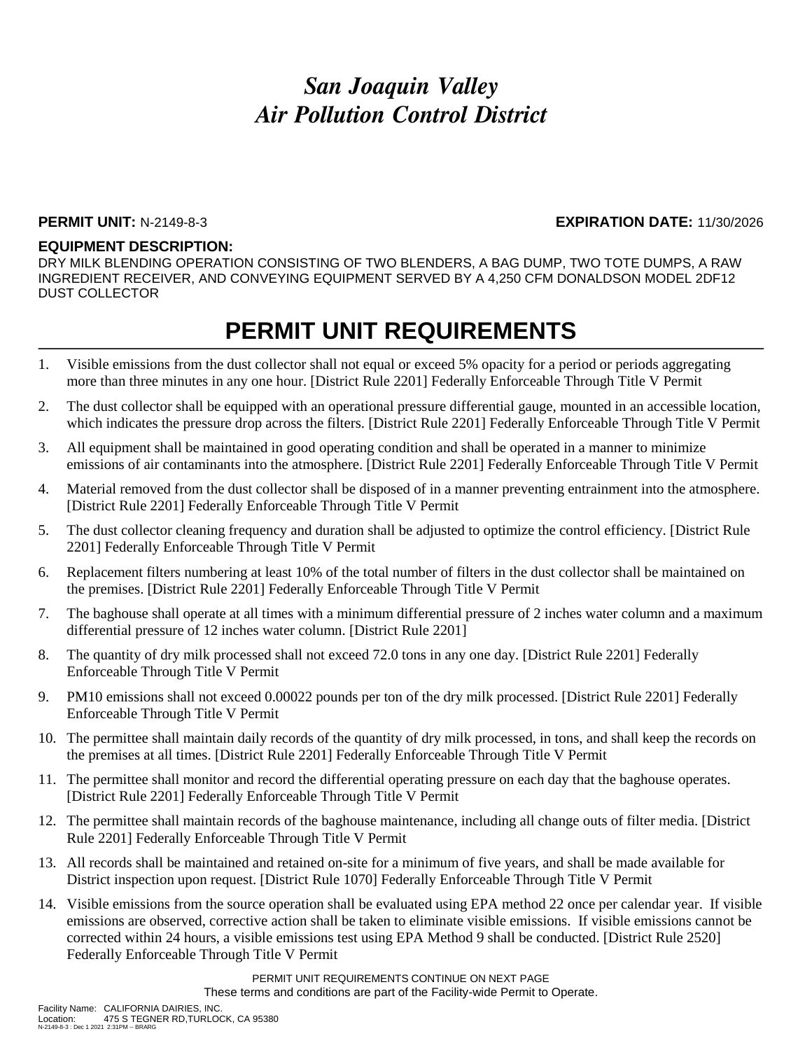# *San Joaquin Valley Air Pollution Control District*

**PERMIT UNIT:** N-2149-8-3 **EXPIRATION DATE:** 11/30/2026

**EQUIPMENT DESCRIPTION:**

DRY MILK BLENDING OPERATION CONSISTING OF TWO BLENDERS, A BAG DUMP, TWO TOTE DUMPS, A RAW INGREDIENT RECEIVER, AND CONVEYING EQUIPMENT SERVED BY A 4,250 CFM DONALDSON MODEL 2DF12 DUST COLLECTOR

## PERMIT UNIT REQUIREMENTS

1. Visible emissions from the dust collector shall not equal or exceed 5% opacity for a period or periods aggregating more than three minutes in any one hour. [District Rule 2201] Federally Enforceable Through Title V Permit
2. The dust collector shall be equipped with an operational pressure differential gauge, mounted in an accessible location, which indicates the pressure drop across the filters. [District Rule 2201] Federally Enforceable Through Title V Permit
3. All equipment shall be maintained in good operating condition and shall be operated in a manner to minimize emissions of air contaminants into the atmosphere. [District Rule 2201] Federally Enforceable Through Title V Permit
4. Material removed from the dust collector shall be disposed of in a manner preventing entrainment into the atmosphere. [District Rule 2201] Federally Enforceable Through Title V Permit
5. The dust collector cleaning frequency and duration shall be adjusted to optimize the control efficiency. [District Rule 2201] Federally Enforceable Through Title V Permit
6. Replacement filters numbering at least 10% of the total number of filters in the dust collector shall be maintained on the premises. [District Rule 2201] Federally Enforceable Through Title V Permit
7. The baghouse shall operate at all times with a minimum differential pressure of 2 inches water column and a maximum differential pressure of 12 inches water column. [District Rule 2201]
8. The quantity of dry milk processed shall not exceed 72.0 tons in any one day. [District Rule 2201] Federally Enforceable Through Title V Permit
9. PM10 emissions shall not exceed 0.00022 pounds per ton of the dry milk processed. [District Rule 2201] Federally Enforceable Through Title V Permit
10. The permittee shall maintain daily records of the quantity of dry milk processed, in tons, and shall keep the records on the premises at all times. [District Rule 2201] Federally Enforceable Through Title V Permit
11. The permittee shall monitor and record the differential operating pressure on each day that the baghouse operates. [District Rule 2201] Federally Enforceable Through Title V Permit
12. The permittee shall maintain records of the baghouse maintenance, including all change outs of filter media. [District Rule 2201] Federally Enforceable Through Title V Permit
13. All records shall be maintained and retained on-site for a minimum of five years, and shall be made available for District inspection upon request. [District Rule 1070] Federally Enforceable Through Title V Permit
14. Visible emissions from the source operation shall be evaluated using EPA method 22 once per calendar year. If visible emissions are observed, corrective action shall be taken to eliminate visible emissions. If visible emissions cannot be corrected within 24 hours, a visible emissions test using EPA Method 9 shall be conducted. [District Rule 2520] Federally Enforceable Through Title V Permit

PERMIT UNIT REQUIREMENTS CONTINUE ON NEXT PAGE

These terms and conditions are part of the Facility-wide Permit to Operate.

Facility Name: CALIFORNIA DAIRIES, INC.
Location: 475 S TEGNER RD,TURLOCK, CA 95380
N-2149-8-3 : Dec 1 2021 2:31PM -- BRARG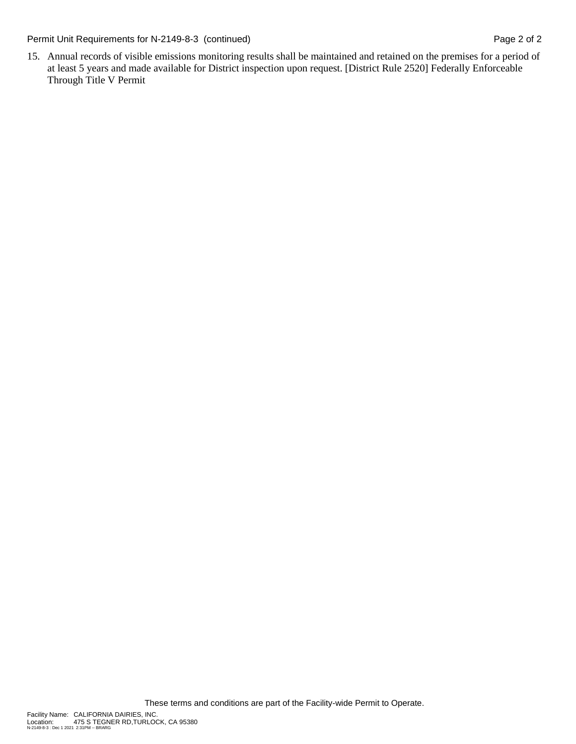15. Annual records of visible emissions monitoring results shall be maintained and retained on the premises for a period of at least 5 years and made available for District inspection upon request. [District Rule 2520] Federally Enforceable Through Title V Permit